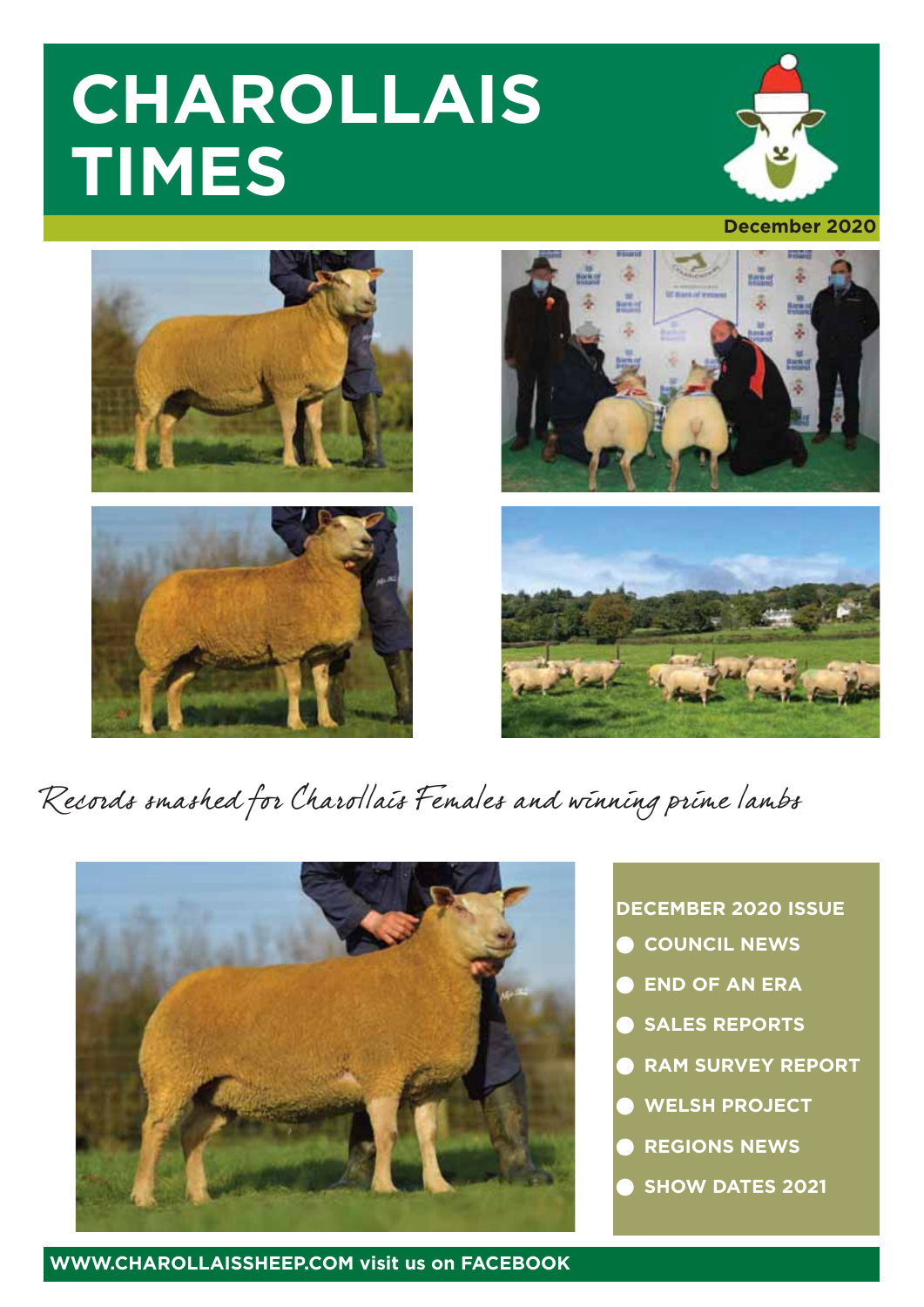# CHAROLLAIS TIMES

December 2020

*Records smashed for Charollais Females and winning prime lambs*

**DECEMBER 2020 ISSUE**

- COUNCIL NEWS
- END OF AN ERA
- SALES REPORTS
- RAM SURVEY REPORT
- WELSH PROJECT
- REGIONS NEWS
- SHOW DATES 2021

**WWW.CHAROLLAISSHEEP.COM visit us on FACEBOOK**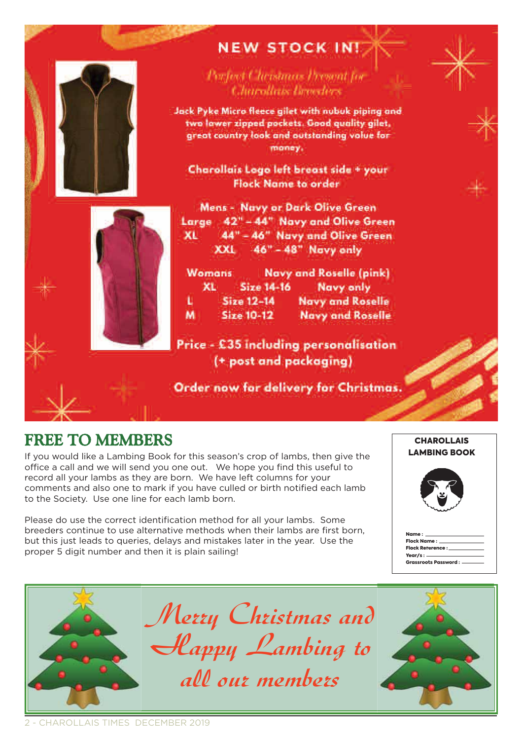## NEW STOCK IN!

*Perfect Christmas Present for Charollais Breeders*

Jack Pyke Micro fleece gilet with nubuk piping and two lower zipped pockets. Good quality gilet, great country look and outstanding value for money.

Charollais Logo left breast side + your Flock Name to order

Mens - Navy or Dark Olive Green

| | | |
|---|---|---|
| Large | 42" – 44" | Navy and Olive Green |
| XL | 44" – 46" | Navy and Olive Green |
| XXL | 46" – 48" | Navy only |

Womans — Navy and Roselle (pink)

| | | |
|---|---|---|
| XL | Size 14-16 | Navy only |
| L | Size 12-14 | Navy and Roselle |
| M | Size 10-12 | Navy and Roselle |

Price - £35 including personalisation (+ post and packaging)

Order now for delivery for Christmas.

## FREE TO MEMBERS

If you would like a Lambing Book for this season's crop of lambs, then give the office a call and we will send you one out. We hope you find this useful to record all your lambs as they are born. We have left columns for your comments and also one to mark if you have culled or birth notified each lamb to the Society. Use one line for each lamb born.

Please do use the correct identification method for all your lambs. Some breeders continue to use alternative methods when their lambs are first born, but this just leads to queries, delays and mistakes later in the year. Use the proper 5 digit number and then it is plain sailing!

**CHAROLLAIS LAMBING BOOK**

Name :
Flock Name :
Flock Reference :
Year/s :
Grassroots Password :

*Merry Christmas and Happy Lambing to all our members*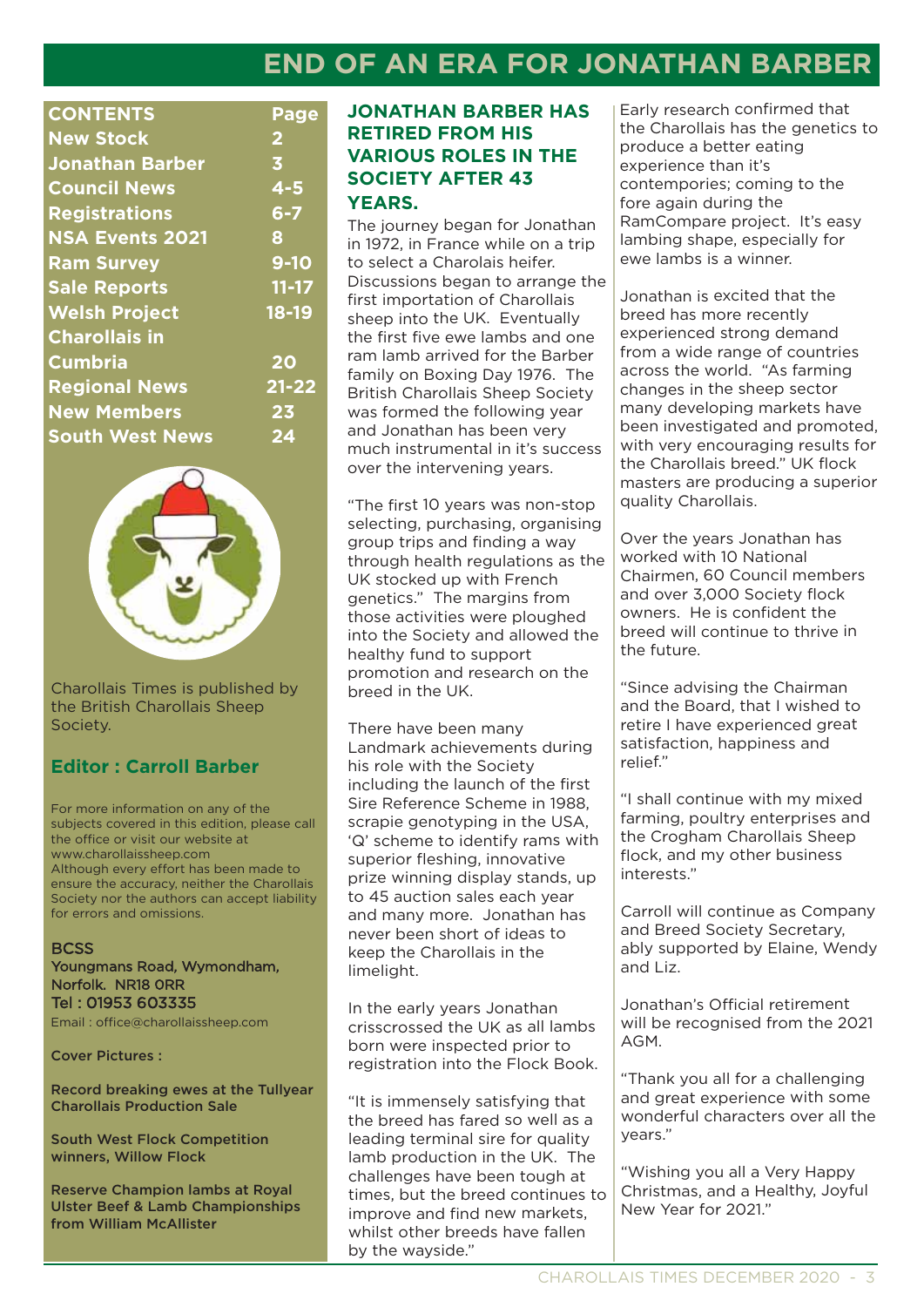# END OF AN ERA FOR JONATHAN BARBER

| CONTENTS | Page |
|---|---|
| New Stock | 2 |
| Jonathan Barber | 3 |
| Council News | 4-5 |
| Registrations | 6-7 |
| NSA Events 2021 | 8 |
| Ram Survey | 9-10 |
| Sale Reports | 11-17 |
| Welsh Project | 18-19 |
| Charollais in Cumbria | 20 |
| Regional News | 21-22 |
| New Members | 23 |
| South West News | 24 |

Charollais Times is published by the British Charollais Sheep Society.

**Editor : Carroll Barber**

For more information on any of the subjects covered in this edition, please call the office or visit our website at www.charollaissheep.com
Although every effort has been made to ensure the accuracy, neither the Charollais Society nor the authors can accept liability for errors and omissions.

BCSS
Youngmans Road, Wymondham, Norfolk. NR18 0RR
Tel : 01953 603335
Email : office@charollaissheep.com

**Cover Pictures :**

Record breaking ewes at the Tullyear Charollais Production Sale

South West Flock Competition winners, Willow Flock

Reserve Champion lambs at Royal Ulster Beef & Lamb Championships from William McAllister

## JONATHAN BARBER HAS RETIRED FROM HIS VARIOUS ROLES IN THE SOCIETY AFTER 43 YEARS.

The journey began for Jonathan in 1972, in France while on a trip to select a Charolais heifer. Discussions began to arrange the first importation of Charollais sheep into the UK. Eventually the first five ewe lambs and one ram lamb arrived for the Barber family on Boxing Day 1976. The British Charollais Sheep Society was formed the following year and Jonathan has been very much instrumental in it's success over the intervening years.

"The first 10 years was non-stop selecting, purchasing, organising group trips and finding a way through health regulations as the UK stocked up with French genetics." The margins from those activities were ploughed into the Society and allowed the healthy fund to support promotion and research on the breed in the UK.

There have been many Landmark achievements during his role with the Society including the launch of the first Sire Reference Scheme in 1988, scrapie genotyping in the USA, 'Q' scheme to identify rams with superior fleshing, innovative prize winning display stands, up to 45 auction sales each year and many more. Jonathan has never been short of ideas to keep the Charollais in the limelight.

In the early years Jonathan crisscrossed the UK as all lambs born were inspected prior to registration into the Flock Book.

"It is immensely satisfying that the breed has fared so well as a leading terminal sire for quality lamb production in the UK. The challenges have been tough at times, but the breed continues to improve and find new markets, whilst other breeds have fallen by the wayside."

Early research confirmed that the Charollais has the genetics to produce a better eating experience than it's contempories; coming to the fore again during the RamCompare project. It's easy lambing shape, especially for ewe lambs is a winner.

Jonathan is excited that the breed has more recently experienced strong demand from a wide range of countries across the world. "As farming changes in the sheep sector many developing markets have been investigated and promoted, with very encouraging results for the Charollais breed." UK flock masters are producing a superior quality Charollais.

Over the years Jonathan has worked with 10 National Chairmen, 60 Council members and over 3,000 Society flock owners. He is confident the breed will continue to thrive in the future.

"Since advising the Chairman and the Board, that I wished to retire I have experienced great satisfaction, happiness and relief."

"I shall continue with my mixed farming, poultry enterprises and the Crogham Charollais Sheep flock, and my other business interests."

Carroll will continue as Company and Breed Society Secretary, ably supported by Elaine, Wendy and Liz.

Jonathan's Official retirement will be recognised from the 2021 AGM.

"Thank you all for a challenging and great experience with some wonderful characters over all the years."

"Wishing you all a Very Happy Christmas, and a Healthy, Joyful New Year for 2021."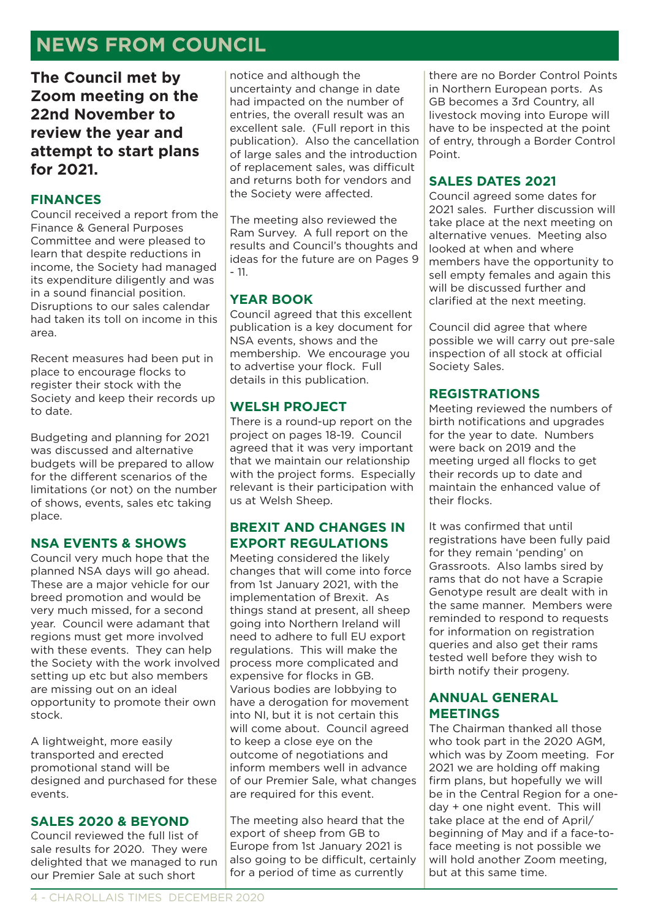# NEWS FROM COUNCIL

**The Council met by Zoom meeting on the 22nd November to review the year and attempt to start plans for 2021.**

## FINANCES

Council received a report from the Finance & General Purposes Committee and were pleased to learn that despite reductions in income, the Society had managed its expenditure diligently and was in a sound financial position. Disruptions to our sales calendar had taken its toll on income in this area.

Recent measures had been put in place to encourage flocks to register their stock with the Society and keep their records up to date.

Budgeting and planning for 2021 was discussed and alternative budgets will be prepared to allow for the different scenarios of the limitations (or not) on the number of shows, events, sales etc taking place.

## NSA EVENTS & SHOWS

Council very much hope that the planned NSA days will go ahead. These are a major vehicle for our breed promotion and would be very much missed, for a second year. Council were adamant that regions must get more involved with these events. They can help the Society with the work involved setting up etc but also members are missing out on an ideal opportunity to promote their own stock.

A lightweight, more easily transported and erected promotional stand will be designed and purchased for these events.

## SALES 2020 & BEYOND

Council reviewed the full list of sale results for 2020. They were delighted that we managed to run our Premier Sale at such short notice and although the uncertainty and change in date had impacted on the number of entries, the overall result was an excellent sale. (Full report in this publication). Also the cancellation of large sales and the introduction of replacement sales, was difficult and returns both for vendors and the Society were affected.

The meeting also reviewed the Ram Survey. A full report on the results and Council's thoughts and ideas for the future are on Pages 9 - 11.

## YEAR BOOK

Council agreed that this excellent publication is a key document for NSA events, shows and the membership. We encourage you to advertise your flock. Full details in this publication.

## WELSH PROJECT

There is a round-up report on the project on pages 18-19. Council agreed that it was very important that we maintain our relationship with the project forms. Especially relevant is their participation with us at Welsh Sheep.

## BREXIT AND CHANGES IN EXPORT REGULATIONS

Meeting considered the likely changes that will come into force from 1st January 2021, with the implementation of Brexit. As things stand at present, all sheep going into Northern Ireland will need to adhere to full EU export regulations. This will make the process more complicated and expensive for flocks in GB. Various bodies are lobbying to have a derogation for movement into NI, but it is not certain this will come about. Council agreed to keep a close eye on the outcome of negotiations and inform members well in advance of our Premier Sale, what changes are required for this event.

The meeting also heard that the export of sheep from GB to Europe from 1st January 2021 is also going to be difficult, certainly for a period of time as currently there are no Border Control Points in Northern European ports. As GB becomes a 3rd Country, all livestock moving into Europe will have to be inspected at the point of entry, through a Border Control Point.

## SALES DATES 2021

Council agreed some dates for 2021 sales. Further discussion will take place at the next meeting on alternative venues. Meeting also looked at when and where members have the opportunity to sell empty females and again this will be discussed further and clarified at the next meeting.

Council did agree that where possible we will carry out pre-sale inspection of all stock at official Society Sales.

## REGISTRATIONS

Meeting reviewed the numbers of birth notifications and upgrades for the year to date. Numbers were back on 2019 and the meeting urged all flocks to get their records up to date and maintain the enhanced value of their flocks.

It was confirmed that until registrations have been fully paid for they remain 'pending' on Grassroots. Also lambs sired by rams that do not have a Scrapie Genotype result are dealt with in the same manner. Members were reminded to respond to requests for information on registration queries and also get their rams tested well before they wish to birth notify their progeny.

## ANNUAL GENERAL MEETINGS

The Chairman thanked all those who took part in the 2020 AGM, which was by Zoom meeting. For 2021 we are holding off making firm plans, but hopefully we will be in the Central Region for a one-day + one night event. This will take place at the end of April/ beginning of May and if a face-to-face meeting is not possible we will hold another Zoom meeting, but at this same time.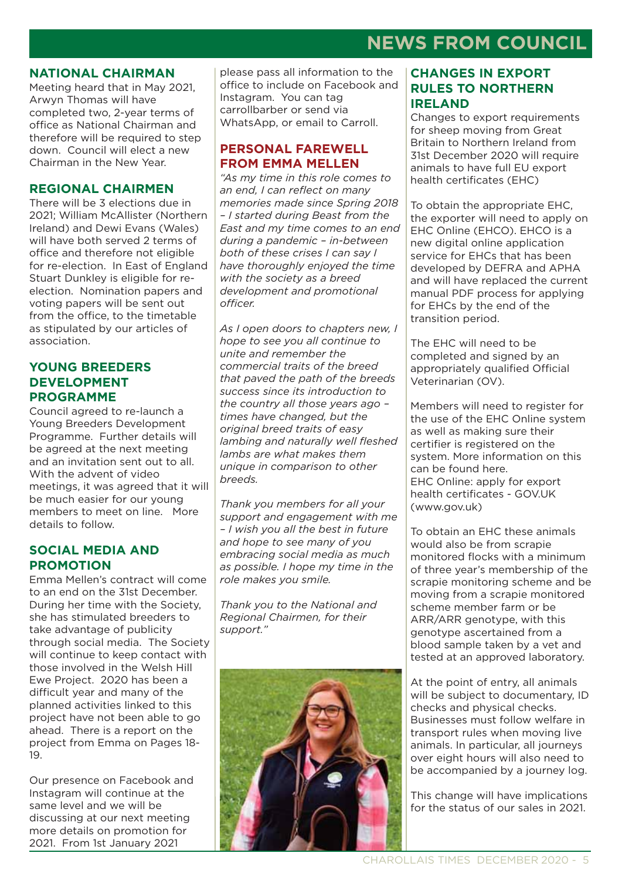# NEWS FROM COUNCIL

## NATIONAL CHAIRMAN

Meeting heard that in May 2021, Arwyn Thomas will have completed two, 2-year terms of office as National Chairman and therefore will be required to step down. Council will elect a new Chairman in the New Year.

## REGIONAL CHAIRMEN

There will be 3 elections due in 2021; William McAllister (Northern Ireland) and Dewi Evans (Wales) will have both served 2 terms of office and therefore not eligible for re-election. In East of England Stuart Dunkley is eligible for re-election. Nomination papers and voting papers will be sent out from the office, to the timetable as stipulated by our articles of association.

## YOUNG BREEDERS DEVELOPMENT PROGRAMME

Council agreed to re-launch a Young Breeders Development Programme. Further details will be agreed at the next meeting and an invitation sent out to all. With the advent of video meetings, it was agreed that it will be much easier for our young members to meet on line. More details to follow.

## SOCIAL MEDIA AND PROMOTION

Emma Mellen's contract will come to an end on the 31st December. During her time with the Society, she has stimulated breeders to take advantage of publicity through social media. The Society will continue to keep contact with those involved in the Welsh Hill Ewe Project. 2020 has been a difficult year and many of the planned activities linked to this project have not been able to go ahead. There is a report on the project from Emma on Pages 18-19.

Our presence on Facebook and Instagram will continue at the same level and we will be discussing at our next meeting more details on promotion for 2021. From 1st January 2021 please pass all information to the office to include on Facebook and Instagram. You can tag carrollbarber or send via WhatsApp, or email to Carroll.

## PERSONAL FAREWELL FROM EMMA MELLEN

*"As my time in this role comes to an end, I can reflect on many memories made since Spring 2018 – I started during Beast from the East and my time comes to an end during a pandemic – in-between both of these crises I can say I have thoroughly enjoyed the time with the society as a breed development and promotional officer.*

*As I open doors to chapters new, I hope to see you all continue to unite and remember the commercial traits of the breed that paved the path of the breeds success since its introduction to the country all those years ago – times have changed, but the original breed traits of easy lambing and naturally well fleshed lambs are what makes them unique in comparison to other breeds.*

*Thank you members for all your support and engagement with me – I wish you all the best in future and hope to see many of you embracing social media as much as possible. I hope my time in the role makes you smile.*

*Thank you to the National and Regional Chairmen, for their support."*

## CHANGES IN EXPORT RULES TO NORTHERN IRELAND

Changes to export requirements for sheep moving from Great Britain to Northern Ireland from 31st December 2020 will require animals to have full EU export health certificates (EHC)

To obtain the appropriate EHC, the exporter will need to apply on EHC Online (EHCO). EHCO is a new digital online application service for EHCs that has been developed by DEFRA and APHA and will have replaced the current manual PDF process for applying for EHCs by the end of the transition period.

The EHC will need to be completed and signed by an appropriately qualified Official Veterinarian (OV).

Members will need to register for the use of the EHC Online system as well as making sure their certifier is registered on the system. More information on this can be found here.
EHC Online: apply for export health certificates - GOV.UK (www.gov.uk)

To obtain an EHC these animals would also be from scrapie monitored flocks with a minimum of three year's membership of the scrapie monitoring scheme and be moving from a scrapie monitored scheme member farm or be ARR/ARR genotype, with this genotype ascertained from a blood sample taken by a vet and tested at an approved laboratory.

At the point of entry, all animals will be subject to documentary, ID checks and physical checks. Businesses must follow welfare in transport rules when moving live animals. In particular, all journeys over eight hours will also need to be accompanied by a journey log.

This change will have implications for the status of our sales in 2021.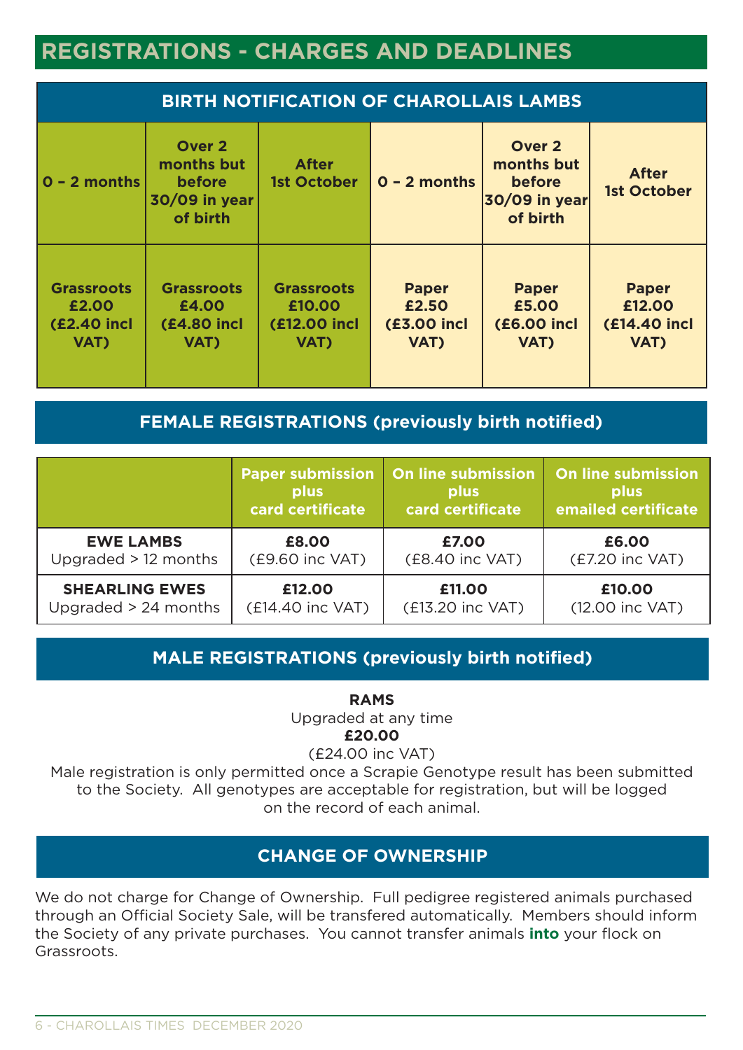# REGISTRATIONS - CHARGES AND DEADLINES

## BIRTH NOTIFICATION OF CHAROLLAIS LAMBS

| 0 – 2 months | Over 2 months but before 30/09 in year of birth | After 1st October | 0 – 2 months | Over 2 months but before 30/09 in year of birth | After 1st October |
|---|---|---|---|---|---|
| **Grassroots £2.00 (£2.40 incl VAT)** | **Grassroots £4.00 (£4.80 incl VAT)** | **Grassroots £10.00 (£12.00 incl VAT)** | **Paper £2.50 (£3.00 incl VAT)** | **Paper £5.00 (£6.00 incl VAT)** | **Paper £12.00 (£14.40 incl VAT)** |

## FEMALE REGISTRATIONS (previously birth notified)

| | Paper submission plus card certificate | On line submission plus card certificate | On line submission plus emailed certificate |
|---|---|---|---|
| **EWE LAMBS** Upgraded > 12 months | **£8.00** (£9.60 inc VAT) | **£7.00** (£8.40 inc VAT) | **£6.00** (£7.20 inc VAT) |
| **SHEARLING EWES** Upgraded > 24 months | **£12.00** (£14.40 inc VAT) | **£11.00** (£13.20 inc VAT) | **£10.00** (12.00 inc VAT) |

## MALE REGISTRATIONS (previously birth notified)

**RAMS**
Upgraded at any time
**£20.00**
(£24.00 inc VAT)

Male registration is only permitted once a Scrapie Genotype result has been submitted to the Society. All genotypes are acceptable for registration, but will be logged on the record of each animal.

## CHANGE OF OWNERSHIP

We do not charge for Change of Ownership. Full pedigree registered animals purchased through an Official Society Sale, will be transfered automatically. Members should inform the Society of any private purchases. You cannot transfer animals **into** your flock on Grassroots.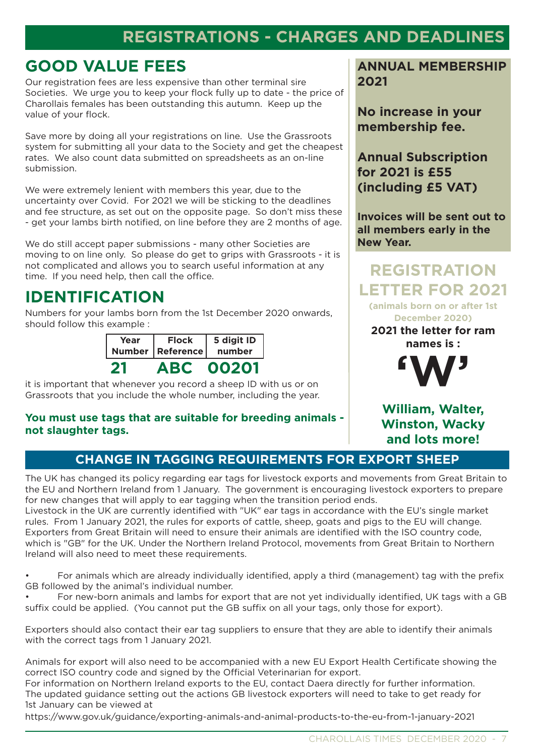# REGISTRATIONS - CHARGES AND DEADLINES

## GOOD VALUE FEES

Our registration fees are less expensive than other terminal sire Societies. We urge you to keep your flock fully up to date - the price of Charollais females has been outstanding this autumn. Keep up the value of your flock.

Save more by doing all your registrations on line. Use the Grassroots system for submitting all your data to the Society and get the cheapest rates. We also count data submitted on spreadsheets as an on-line submission.

We were extremely lenient with members this year, due to the uncertainty over Covid. For 2021 we will be sticking to the deadlines and fee structure, as set out on the opposite page. So don't miss these - get your lambs birth notified, on line before they are 2 months of age.

We do still accept paper submissions - many other Societies are moving to on line only. So please do get to grips with Grassroots - it is not complicated and allows you to search useful information at any time. If you need help, then call the office.

## IDENTIFICATION

Numbers for your lambs born from the 1st December 2020 onwards, should follow this example :

| Year Number | Flock Reference | 5 digit ID number |
|---|---|---|
| 21 | ABC | 00201 |

it is important that whenever you record a sheep ID with us or on Grassroots that you include the whole number, including the year.

**You must use tags that are suitable for breeding animals - not slaughter tags.**

**ANNUAL MEMBERSHIP 2021**

**No increase in your membership fee.**

**Annual Subscription for 2021 is £55 (including £5 VAT)**

**Invoices will be sent out to all members early in the New Year.**

## REGISTRATION LETTER FOR 2021

**(animals born on or after 1st December 2020)**

**2021 the letter for ram names is :**

**'W'**

**William, Walter, Winston, Wacky and lots more!**

## CHANGE IN TAGGING REQUIREMENTS FOR EXPORT SHEEP

The UK has changed its policy regarding ear tags for livestock exports and movements from Great Britain to the EU and Northern Ireland from 1 January. The government is encouraging livestock exporters to prepare for new changes that will apply to ear tagging when the transition period ends.

Livestock in the UK are currently identified with "UK" ear tags in accordance with the EU's single market rules. From 1 January 2021, the rules for exports of cattle, sheep, goats and pigs to the EU will change. Exporters from Great Britain will need to ensure their animals are identified with the ISO country code, which is "GB" for the UK. Under the Northern Ireland Protocol, movements from Great Britain to Northern Ireland will also need to meet these requirements.

- For animals which are already individually identified, apply a third (management) tag with the prefix GB followed by the animal's individual number.
- For new-born animals and lambs for export that are not yet individually identified, UK tags with a GB suffix could be applied. (You cannot put the GB suffix on all your tags, only those for export).

Exporters should also contact their ear tag suppliers to ensure that they are able to identify their animals with the correct tags from 1 January 2021.

Animals for export will also need to be accompanied with a new EU Export Health Certificate showing the correct ISO country code and signed by the Official Veterinarian for export.

For information on Northern Ireland exports to the EU, contact Daera directly for further information.

The updated guidance setting out the actions GB livestock exporters will need to take to get ready for 1st January can be viewed at

https://www.gov.uk/guidance/exporting-animals-and-animal-products-to-the-eu-from-1-january-2021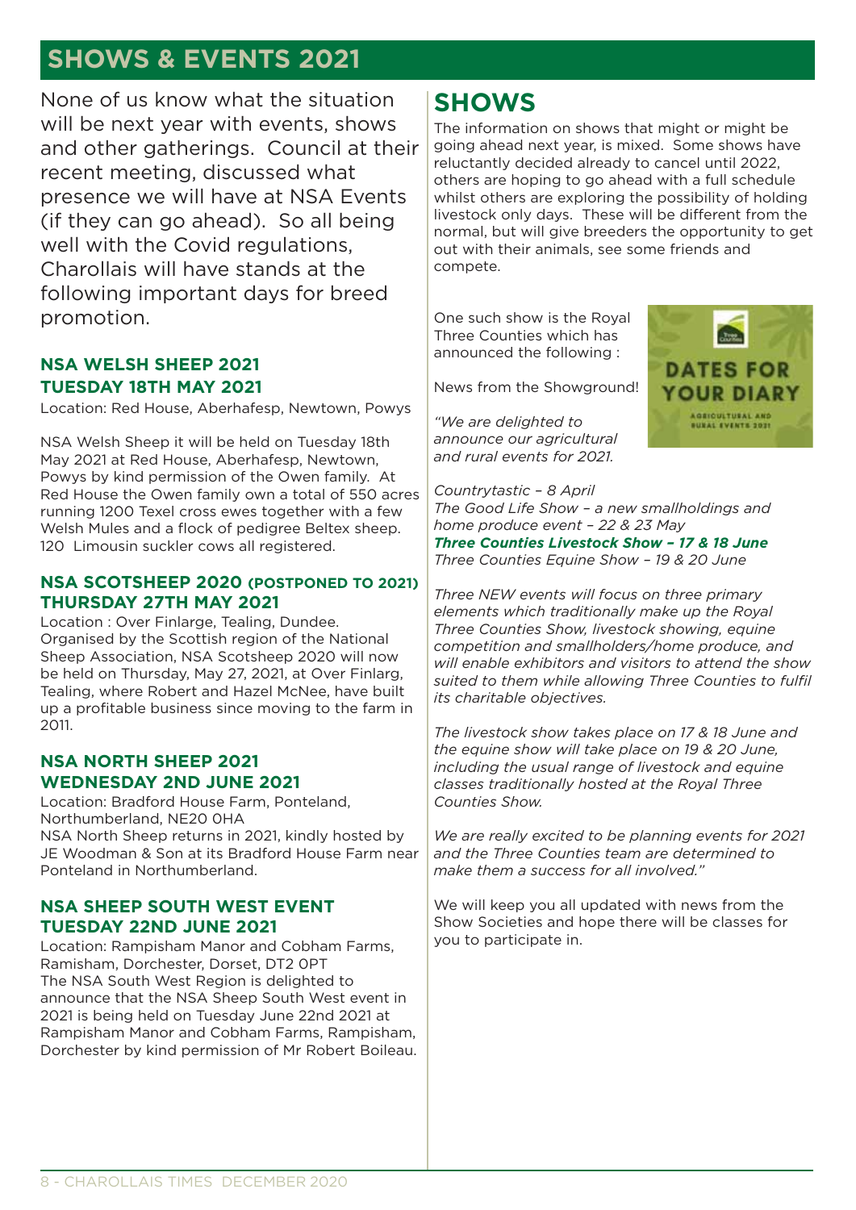# SHOWS & EVENTS 2021

None of us know what the situation will be next year with events, shows and other gatherings. Council at their recent meeting, discussed what presence we will have at NSA Events (if they can go ahead). So all being well with the Covid regulations, Charollais will have stands at the following important days for breed promotion.

### NSA WELSH SHEEP 2021
### TUESDAY 18TH MAY 2021

Location: Red House, Aberhafesp, Newtown, Powys

NSA Welsh Sheep it will be held on Tuesday 18th May 2021 at Red House, Aberhafesp, Newtown, Powys by kind permission of the Owen family. At Red House the Owen family own a total of 550 acres running 1200 Texel cross ewes together with a few Welsh Mules and a flock of pedigree Beltex sheep. 120 Limousin suckler cows all registered.

### NSA SCOTSHEEP 2020 (POSTPONED TO 2021)
### THURSDAY 27TH MAY 2021

Location : Over Finlarge, Tealing, Dundee.
Organised by the Scottish region of the National Sheep Association, NSA Scotsheep 2020 will now be held on Thursday, May 27, 2021, at Over Finlarg, Tealing, where Robert and Hazel McNee, have built up a profitable business since moving to the farm in 2011.

### NSA NORTH SHEEP 2021
### WEDNESDAY 2ND JUNE 2021

Location: Bradford House Farm, Ponteland, Northumberland, NE20 0HA
NSA North Sheep returns in 2021, kindly hosted by JE Woodman & Son at its Bradford House Farm near Ponteland in Northumberland.

### NSA SHEEP SOUTH WEST EVENT
### TUESDAY 22ND JUNE 2021

Location: Rampisham Manor and Cobham Farms, Ramisham, Dorchester, Dorset, DT2 0PT
The NSA South West Region is delighted to announce that the NSA Sheep South West event in 2021 is being held on Tuesday June 22nd 2021 at Rampisham Manor and Cobham Farms, Rampisham, Dorchester by kind permission of Mr Robert Boileau.

## SHOWS

The information on shows that might or might be going ahead next year, is mixed. Some shows have reluctantly decided already to cancel until 2022, others are hoping to go ahead with a full schedule whilst others are exploring the possibility of holding livestock only days. These will be different from the normal, but will give breeders the opportunity to get out with their animals, see some friends and compete.

One such show is the Royal Three Counties which has announced the following :

News from the Showground!

*"We are delighted to announce our agricultural and rural events for 2021.*

*Countrytastic – 8 April*
*The Good Life Show – a new smallholdings and home produce event – 22 & 23 May*
***Three Counties Livestock Show – 17 & 18 June***
*Three Counties Equine Show – 19 & 20 June*

*Three NEW events will focus on three primary elements which traditionally make up the Royal Three Counties Show, livestock showing, equine competition and smallholders/home produce, and will enable exhibitors and visitors to attend the show suited to them while allowing Three Counties to fulfil its charitable objectives.*

*The livestock show takes place on 17 & 18 June and the equine show will take place on 19 & 20 June, including the usual range of livestock and equine classes traditionally hosted at the Royal Three Counties Show.*

*We are really excited to be planning events for 2021 and the Three Counties team are determined to make them a success for all involved."*

We will keep you all updated with news from the Show Societies and hope there will be classes for you to participate in.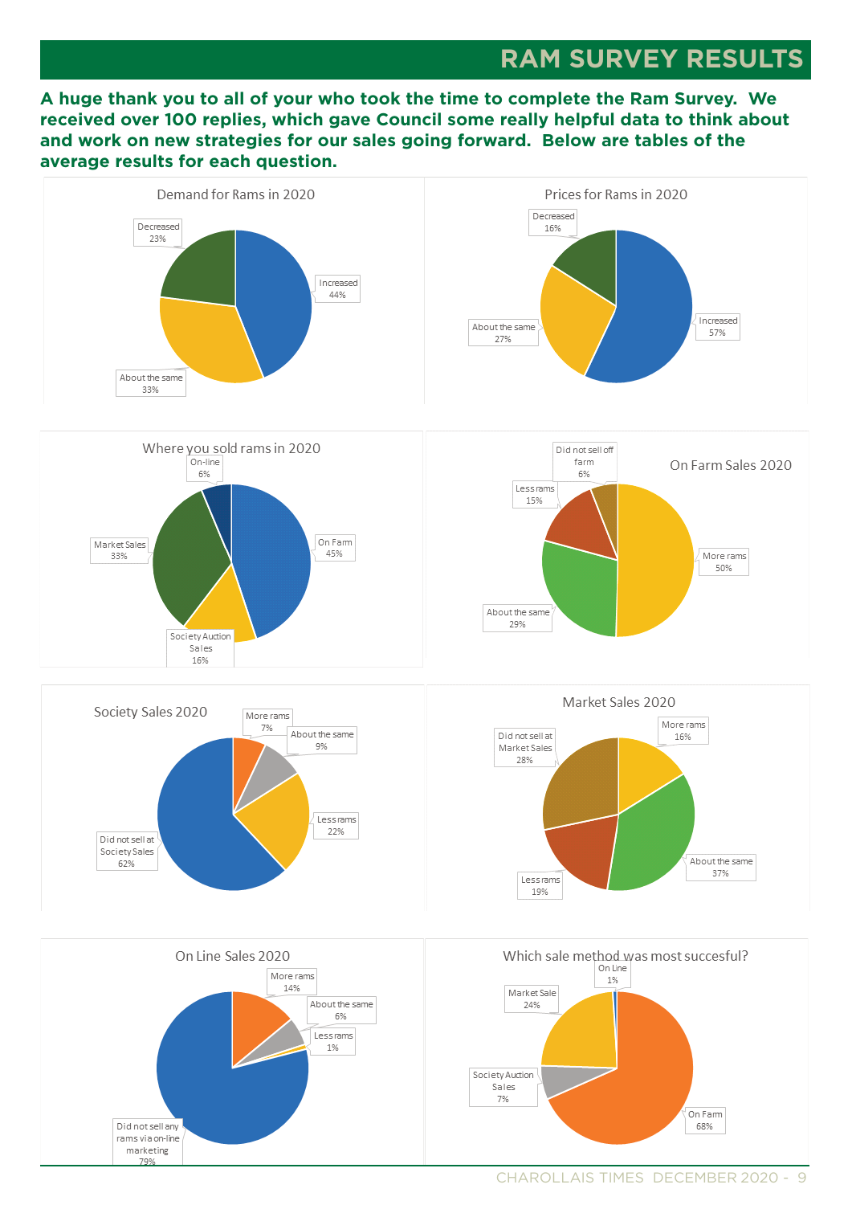# RAM SURVEY RESULTS

**A huge thank you to all of your who took the time to complete the Ram Survey. We received over 100 replies, which gave Council some really helpful data to think about and work on new strategies for our sales going forward. Below are tables of the average results for each question.**

### Demand for Rams in 2020

| Response | % |
|---|---|
| Increased | 44% |
| About the same | 33% |
| Decreased | 23% |

### Prices for Rams in 2020

| Response | % |
|---|---|
| Increased | 57% |
| About the same | 27% |
| Decreased | 16% |

### Where you sold rams in 2020

| Response | % |
|---|---|
| On Farm | 45% |
| Society Auction Sales | 16% |
| Market Sales | 33% |
| On-line | 6% |

### On Farm Sales 2020

| Response | % |
|---|---|
| More rams | 50% |
| About the same | 29% |
| Less rams | 15% |
| Did not sell off farm | 6% |

### Society Sales 2020

| Response | % |
|---|---|
| More rams | 7% |
| About the same | 9% |
| Less rams | 22% |
| Did not sell at Society Sales | 62% |

### Market Sales 2020

| Response | % |
|---|---|
| More rams | 16% |
| About the same | 37% |
| Less rams | 19% |
| Did not sell at Market Sales | 28% |

### On Line Sales 2020

| Response | % |
|---|---|
| More rams | 14% |
| About the same | 6% |
| Less rams | 1% |
| Did not sell any rams via on-line marketing | 79% |

### Which sale method was most succesful?

| Response | % |
|---|---|
| On Farm | 68% |
| Society Auction Sales | 7% |
| Market Sale | 24% |
| On Line | 1% |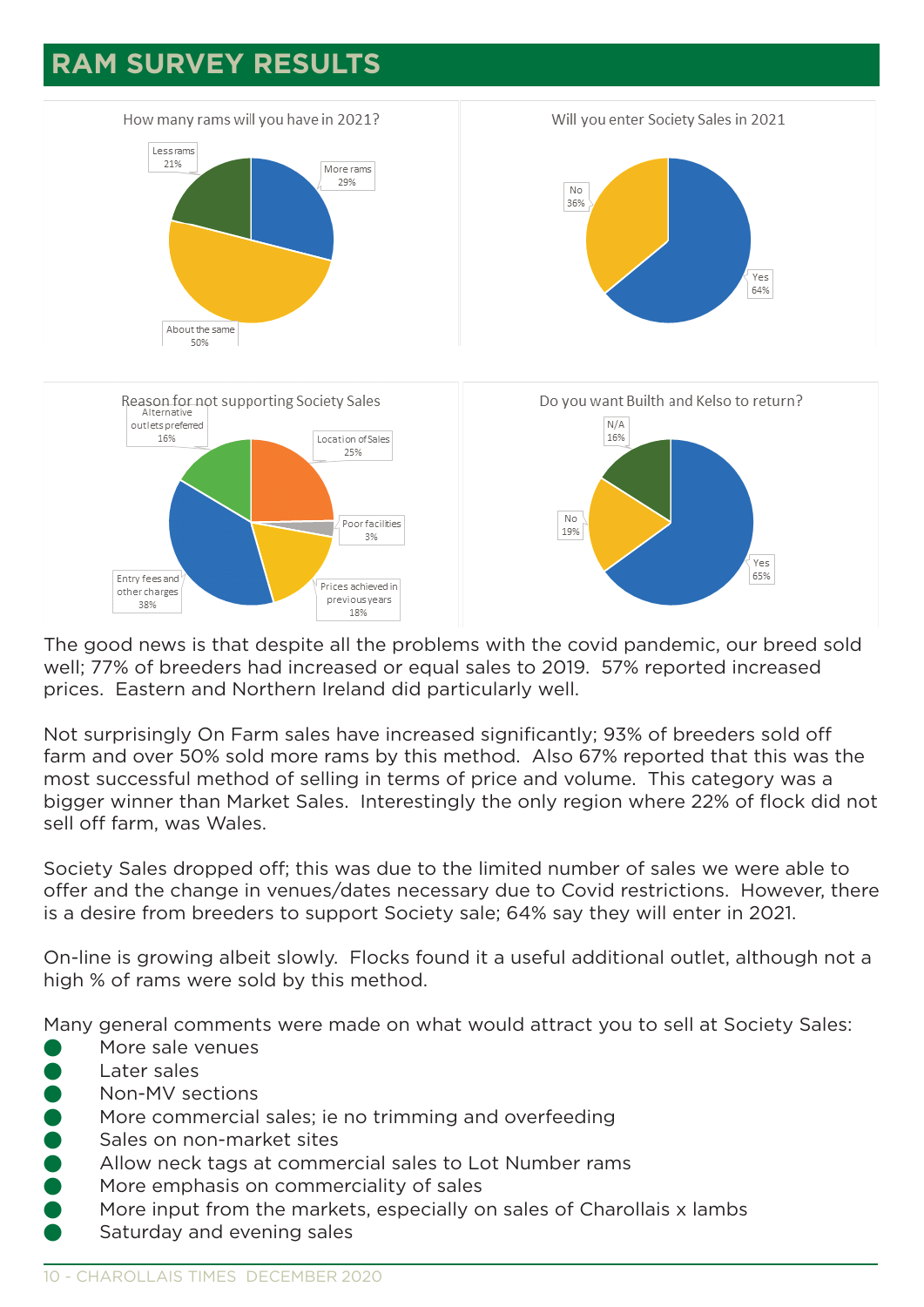# RAM SURVEY RESULTS

How many rams will you have in 2021?

| Response | % |
|---|---|
| More rams | 29% |
| About the same | 50% |
| Less rams | 21% |

Will you enter Society Sales in 2021

| Response | % |
|---|---|
| Yes | 64% |
| No | 36% |

Reason for not supporting Society Sales

| Reason | % |
|---|---|
| Location of Sales | 25% |
| Poor facilities | 3% |
| Prices achieved in previous years | 18% |
| Entry fees and other charges | 38% |
| Alternative outlets preferred | 16% |

Do you want Builth and Kelso to return?

| Response | % |
|---|---|
| Yes | 65% |
| No | 19% |
| N/A | 16% |

The good news is that despite all the problems with the covid pandemic, our breed sold well; 77% of breeders had increased or equal sales to 2019. 57% reported increased prices. Eastern and Northern Ireland did particularly well.

Not surprisingly On Farm sales have increased significantly; 93% of breeders sold off farm and over 50% sold more rams by this method. Also 67% reported that this was the most successful method of selling in terms of price and volume. This category was a bigger winner than Market Sales. Interestingly the only region where 22% of flock did not sell off farm, was Wales.

Society Sales dropped off; this was due to the limited number of sales we were able to offer and the change in venues/dates necessary due to Covid restrictions. However, there is a desire from breeders to support Society sale; 64% say they will enter in 2021.

On-line is growing albeit slowly. Flocks found it a useful additional outlet, although not a high % of rams were sold by this method.

Many general comments were made on what would attract you to sell at Society Sales:

- More sale venues
- Later sales
- Non-MV sections
- More commercial sales; ie no trimming and overfeeding
- Sales on non-market sites
- Allow neck tags at commercial sales to Lot Number rams
- More emphasis on commerciality of sales
- More input from the markets, especially on sales of Charollais x lambs
- Saturday and evening sales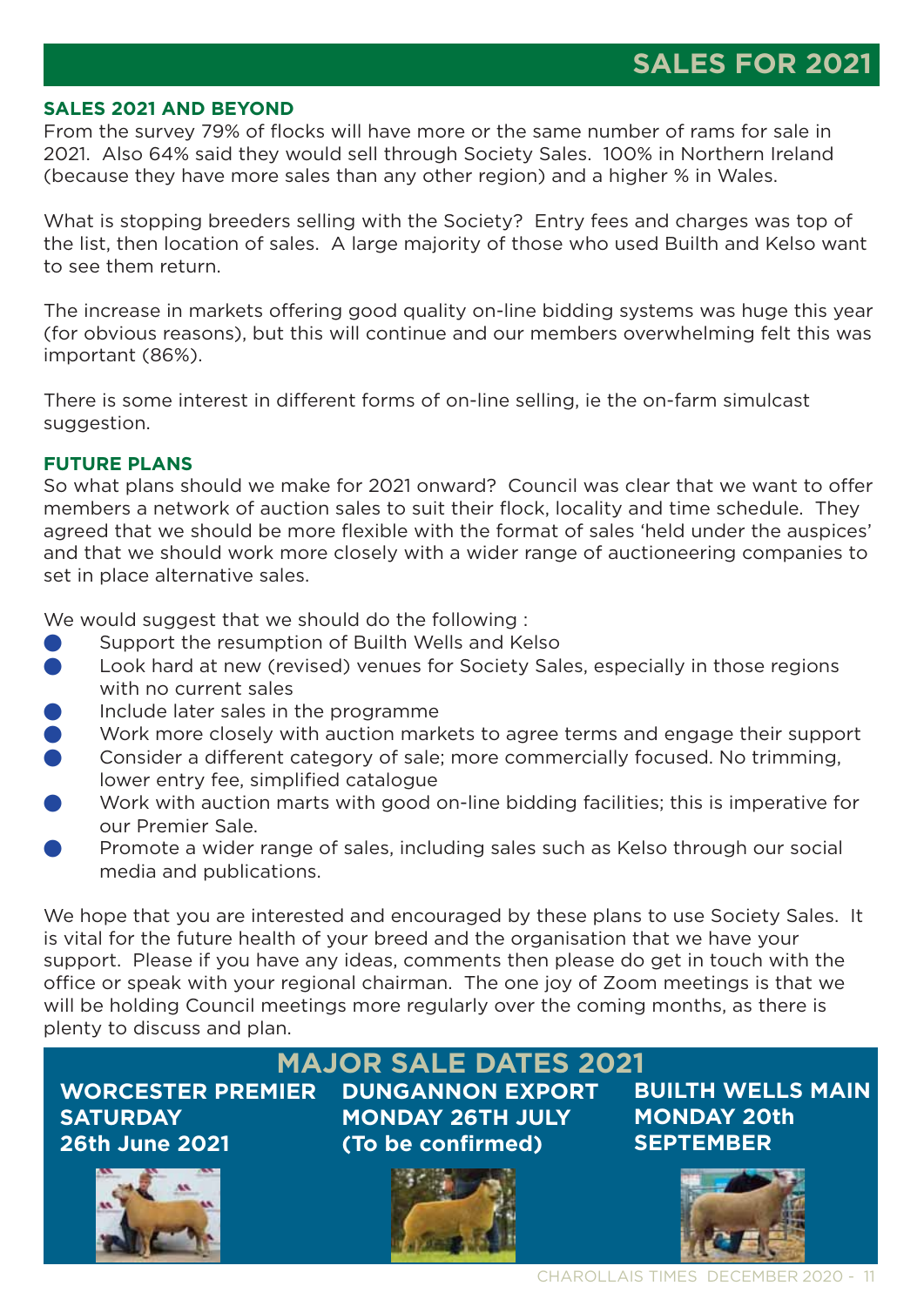# SALES FOR 2021

## SALES 2021 AND BEYOND

From the survey 79% of flocks will have more or the same number of rams for sale in 2021. Also 64% said they would sell through Society Sales. 100% in Northern Ireland (because they have more sales than any other region) and a higher % in Wales.

What is stopping breeders selling with the Society? Entry fees and charges was top of the list, then location of sales. A large majority of those who used Builth and Kelso want to see them return.

The increase in markets offering good quality on-line bidding systems was huge this year (for obvious reasons), but this will continue and our members overwhelming felt this was important (86%).

There is some interest in different forms of on-line selling, ie the on-farm simulcast suggestion.

## FUTURE PLANS

So what plans should we make for 2021 onward? Council was clear that we want to offer members a network of auction sales to suit their flock, locality and time schedule. They agreed that we should be more flexible with the format of sales 'held under the auspices' and that we should work more closely with a wider range of auctioneering companies to set in place alternative sales.

We would suggest that we should do the following :

- Support the resumption of Builth Wells and Kelso
- Look hard at new (revised) venues for Society Sales, especially in those regions with no current sales
- Include later sales in the programme
- Work more closely with auction markets to agree terms and engage their support
- Consider a different category of sale; more commercially focused. No trimming, lower entry fee, simplified catalogue
- Work with auction marts with good on-line bidding facilities; this is imperative for our Premier Sale.
- Promote a wider range of sales, including sales such as Kelso through our social media and publications.

We hope that you are interested and encouraged by these plans to use Society Sales. It is vital for the future health of your breed and the organisation that we have your support. Please if you have any ideas, comments then please do get in touch with the office or speak with your regional chairman. The one joy of Zoom meetings is that we will be holding Council meetings more regularly over the coming months, as there is plenty to discuss and plan.

## MAJOR SALE DATES 2021

**WORCESTER PREMIER**
**SATURDAY**
**26th June 2021**

**DUNGANNON EXPORT**
**MONDAY 26TH JULY**
**(To be confirmed)**

**BUILTH WELLS MAIN**
**MONDAY 20th**
**SEPTEMBER**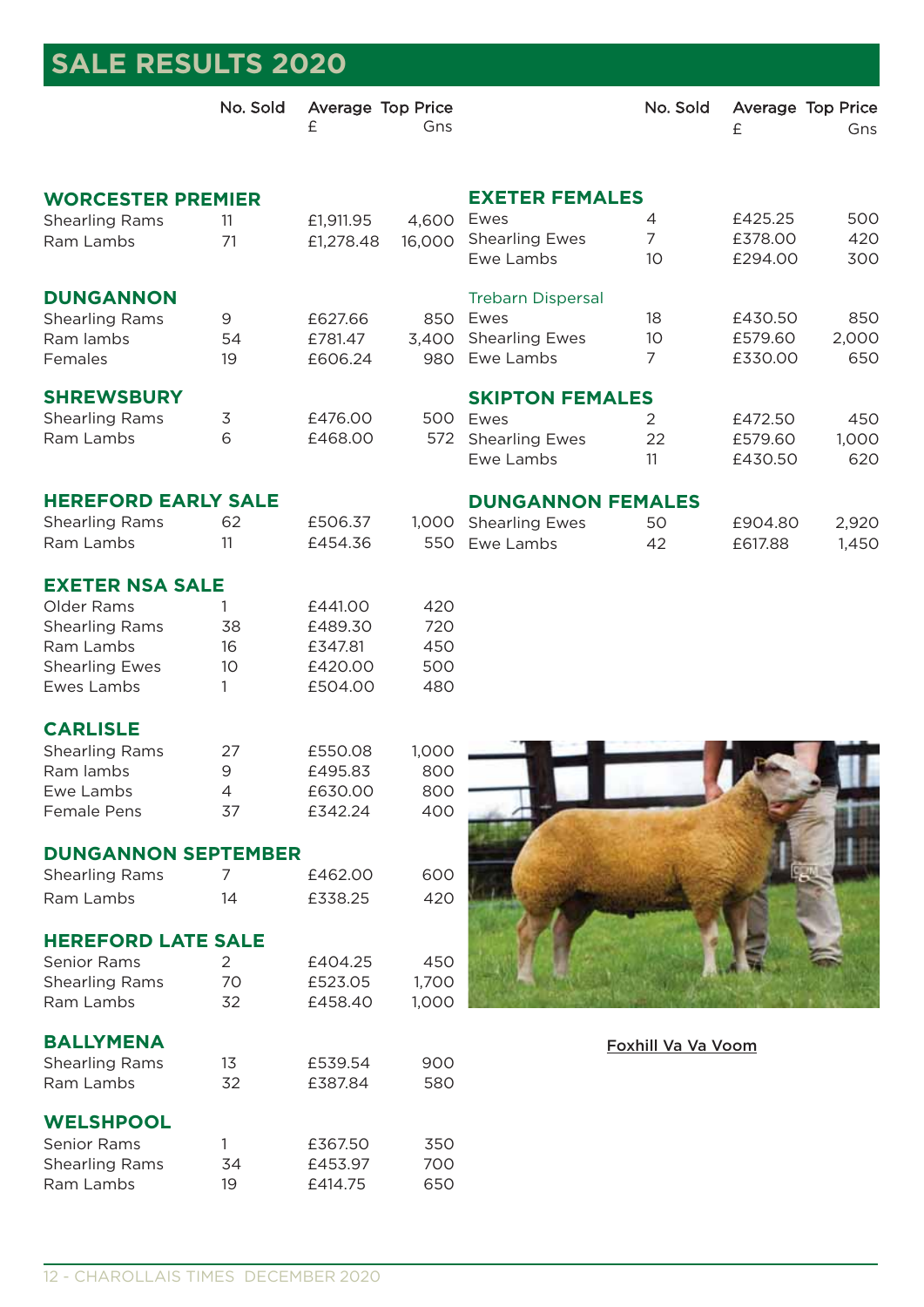# SALE RESULTS 2020

| | No. Sold | Average £ | Top Price Gns |
|---|---|---|---|
| **WORCESTER PREMIER** | | | |
| Shearling Rams | 11 | £1,911.95 | 4,600 |
| Ram Lambs | 71 | £1,278.48 | 16,000 |
| **DUNGANNON** | | | |
| Shearling Rams | 9 | £627.66 | 850 |
| Ram lambs | 54 | £781.47 | 3,400 |
| Females | 19 | £606.24 | 980 |
| **SHREWSBURY** | | | |
| Shearling Rams | 3 | £476.00 | 500 |
| Ram Lambs | 6 | £468.00 | 572 |
| **HEREFORD EARLY SALE** | | | |
| Shearling Rams | 62 | £506.37 | 1,000 |
| Ram Lambs | 11 | £454.36 | 550 |
| **EXETER NSA SALE** | | | |
| Older Rams | 1 | £441.00 | 420 |
| Shearling Rams | 38 | £489.30 | 720 |
| Ram Lambs | 16 | £347.81 | 450 |
| Shearling Ewes | 10 | £420.00 | 500 |
| Ewes Lambs | 1 | £504.00 | 480 |
| **CARLISLE** | | | |
| Shearling Rams | 27 | £550.08 | 1,000 |
| Ram lambs | 9 | £495.83 | 800 |
| Ewe Lambs | 4 | £630.00 | 800 |
| Female Pens | 37 | £342.24 | 400 |
| **DUNGANNON SEPTEMBER** | | | |
| Shearling Rams | 7 | £462.00 | 600 |
| Ram Lambs | 14 | £338.25 | 420 |
| **HEREFORD LATE SALE** | | | |
| Senior Rams | 2 | £404.25 | 450 |
| Shearling Rams | 70 | £523.05 | 1,700 |
| Ram Lambs | 32 | £458.40 | 1,000 |
| **BALLYMENA** | | | |
| Shearling Rams | 13 | £539.54 | 900 |
| Ram Lambs | 32 | £387.84 | 580 |
| **WELSHPOOL** | | | |
| Senior Rams | 1 | £367.50 | 350 |
| Shearling Rams | 34 | £453.97 | 700 |
| Ram Lambs | 19 | £414.75 | 650 |

| | No. Sold | Average £ | Top Price Gns |
|---|---|---|---|
| **EXETER FEMALES** | | | |
| Ewes | 4 | £425.25 | 500 |
| Shearling Ewes | 7 | £378.00 | 420 |
| Ewe Lambs | 10 | £294.00 | 300 |
| Trebarn Dispersal | | | |
| Ewes | 18 | £430.50 | 850 |
| Shearling Ewes | 10 | £579.60 | 2,000 |
| Ewe Lambs | 7 | £330.00 | 650 |
| **SKIPTON FEMALES** | | | |
| Ewes | 2 | £472.50 | 450 |
| Shearling Ewes | 22 | £579.60 | 1,000 |
| Ewe Lambs | 11 | £430.50 | 620 |
| **DUNGANNON FEMALES** | | | |
| Shearling Ewes | 50 | £904.80 | 2,920 |
| Ewe Lambs | 42 | £617.88 | 1,450 |

Foxhill Va Va Voom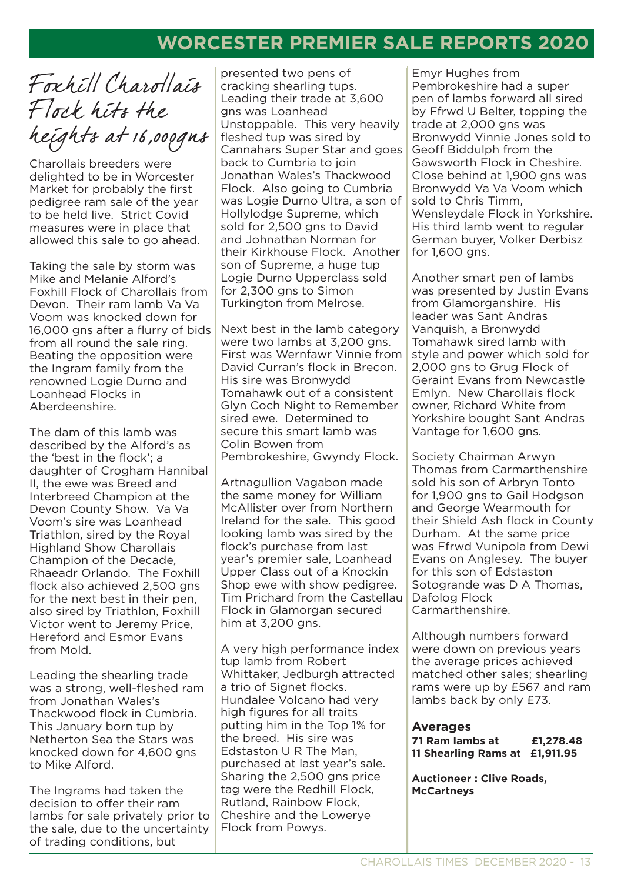# WORCESTER PREMIER SALE REPORTS 2020

## Foxhill Charollais Flock hits the heights at 16,000gns

Charollais breeders were delighted to be in Worcester Market for probably the first pedigree ram sale of the year to be held live. Strict Covid measures were in place that allowed this sale to go ahead.

Taking the sale by storm was Mike and Melanie Alford's Foxhill Flock of Charollais from Devon. Their ram lamb Va Va Voom was knocked down for 16,000 gns after a flurry of bids from all round the sale ring. Beating the opposition were the Ingram family from the renowned Logie Durno and Loanhead Flocks in Aberdeenshire.

The dam of this lamb was described by the Alford's as the 'best in the flock'; a daughter of Crogham Hannibal II, the ewe was Breed and Interbreed Champion at the Devon County Show. Va Va Voom's sire was Loanhead Triathlon, sired by the Royal Highland Show Charollais Champion of the Decade, Rhaeadr Orlando. The Foxhill flock also achieved 2,500 gns for the next best in their pen, also sired by Triathlon, Foxhill Victor went to Jeremy Price, Hereford and Esmor Evans from Mold.

Leading the shearling trade was a strong, well-fleshed ram from Jonathan Wales's Thackwood flock in Cumbria. This January born tup by Netherton Sea the Stars was knocked down for 4,600 gns to Mike Alford.

The Ingrams had taken the decision to offer their ram lambs for sale privately prior to the sale, due to the uncertainty of trading conditions, but presented two pens of cracking shearling tups. Leading their trade at 3,600 gns was Loanhead Unstoppable. This very heavily fleshed tup was sired by Cannahars Super Star and goes back to Cumbria to join Jonathan Wales's Thackwood Flock. Also going to Cumbria was Logie Durno Ultra, a son of Hollylodge Supreme, which sold for 2,500 gns to David and Johnathan Norman for their Kirkhouse Flock. Another son of Supreme, a huge tup Logie Durno Upperclass sold for 2,300 gns to Simon Turkington from Melrose.

Next best in the lamb category were two lambs at 3,200 gns. First was Wernfawr Vinnie from David Curran's flock in Brecon. His sire was Bronwydd Tomahawk out of a consistent Glyn Coch Night to Remember sired ewe. Determined to secure this smart lamb was Colin Bowen from Pembrokeshire, Gwyndy Flock.

Artnagullion Vagabon made the same money for William McAllister over from Northern Ireland for the sale. This good looking lamb was sired by the flock's purchase from last year's premier sale, Loanhead Upper Class out of a Knockin Shop ewe with show pedigree. Tim Prichard from the Castellau Flock in Glamorgan secured him at 3,200 gns.

A very high performance index tup lamb from Robert Whittaker, Jedburgh attracted a trio of Signet flocks. Hundalee Volcano had very high figures for all traits putting him in the Top 1% for the breed. His sire was Edstaston U R The Man, purchased at last year's sale. Sharing the 2,500 gns price tag were the Redhill Flock, Rutland, Rainbow Flock, Cheshire and the Lowerye Flock from Powys.

Emyr Hughes from Pembrokeshire had a super pen of lambs forward all sired by Ffrwd U Belter, topping the trade at 2,000 gns was Bronwydd Vinnie Jones sold to Geoff Biddulph from the Gawsworth Flock in Cheshire. Close behind at 1,900 gns was Bronwydd Va Va Voom which sold to Chris Timm, Wensleydale Flock in Yorkshire. His third lamb went to regular German buyer, Volker Derbisz for 1,600 gns.

Another smart pen of lambs was presented by Justin Evans from Glamorganshire. His leader was Sant Andras Vanquish, a Bronwydd Tomahawk sired lamb with style and power which sold for 2,000 gns to Grug Flock of Geraint Evans from Newcastle Emlyn. New Charollais flock owner, Richard White from Yorkshire bought Sant Andras Vantage for 1,600 gns.

Society Chairman Arwyn Thomas from Carmarthenshire sold his son of Arbryn Tonto for 1,900 gns to Gail Hodgson and George Wearmouth for their Shield Ash flock in County Durham. At the same price was Ffrwd Vunipola from Dewi Evans on Anglesey. The buyer for this son of Edstaston Sotogrande was D A Thomas, Dafolog Flock Carmarthenshire.

Although numbers forward were down on previous years the average prices achieved matched other sales; shearling rams were up by £567 and ram lambs back by only £73.

**Averages**

| | |
|---|---|
| **71 Ram lambs at** | **£1,278.48** |
| **11 Shearling Rams at** | **£1,911.95** |

**Auctioneer : Clive Roads, McCartneys**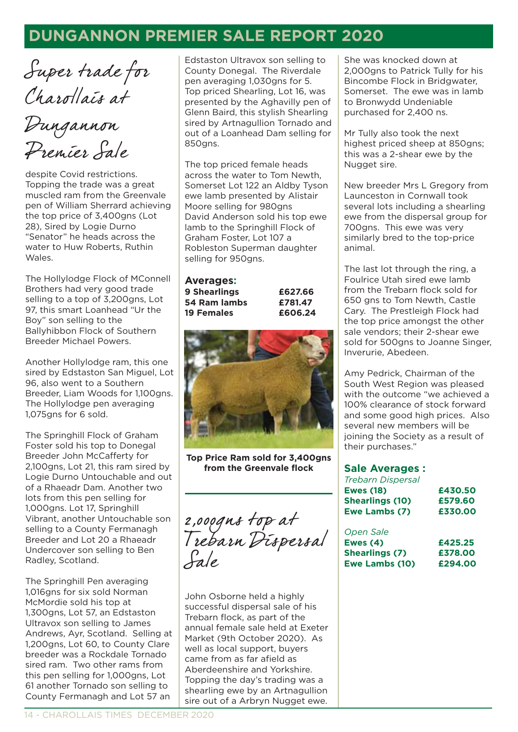# DUNGANNON PREMIER SALE REPORT 2020

## Super trade for Charollais at Dungannon Premier Sale

despite Covid restrictions. Topping the trade was a great muscled ram from the Greenvale pen of William Sherrard achieving the top price of 3,400gns (Lot 28), Sired by Logie Durno "Senator" he heads across the water to Huw Roberts, Ruthin Wales.

The Hollylodge Flock of MConnell Brothers had very good trade selling to a top of 3,200gns, Lot 97, this smart Loanhead "Ur the Boy" son selling to the Ballyhibbon Flock of Southern Breeder Michael Powers.

Another Hollylodge ram, this one sired by Edstaston San Miguel, Lot 96, also went to a Southern Breeder, Liam Woods for 1,100gns. The Hollylodge pen averaging 1,075gns for 6 sold.

The Springhill Flock of Graham Foster sold his top to Donegal Breeder John McCafferty for 2,100gns, Lot 21, this ram sired by Logie Durno Untouchable and out of a Rhaeadr Dam. Another two lots from this pen selling for 1,000gns. Lot 17, Springhill Vibrant, another Untouchable son selling to a County Fermanagh Breeder and Lot 20 a Rhaeadr Undercover son selling to Ben Radley, Scotland.

The Springhill Pen averaging 1,016gns for six sold Norman McMordie sold his top at 1,300gns, Lot 57, an Edstaston Ultravox son selling to James Andrews, Ayr, Scotland. Selling at 1,200gns, Lot 60, to County Clare breeder was a Rockdale Tornado sired ram. Two other rams from this pen selling for 1,000gns, Lot 61 another Tornado son selling to County Fermanagh and Lot 57 an Edstaston Ultravox son selling to County Donegal. The Riverdale pen averaging 1,030gns for 5. Top priced Shearling, Lot 16, was presented by the Aghavilly pen of Glenn Baird, this stylish Shearling sired by Artnagullion Tornado and out of a Loanhead Dam selling for 850gns.

The top priced female heads across the water to Tom Newth, Somerset Lot 122 an Aldby Tyson ewe lamb presented by Alistair Moore selling for 980gns David Anderson sold his top ewe lamb to the Springhill Flock of Graham Foster, Lot 107 a Robleston Superman daughter selling for 950gns.

**Averages:**

| | |
|---|---|
| **9 Shearlings** | **£627.66** |
| **54 Ram lambs** | **£781.47** |
| **19 Females** | **£606.24** |

**Top Price Ram sold for 3,400gns from the Greenvale flock**

## 2,000gns top at Trebarn Dispersal Sale

John Osborne held a highly successful dispersal sale of his Trebarn flock, as part of the annual female sale held at Exeter Market (9th October 2020). As well as local support, buyers came from as far afield as Aberdeenshire and Yorkshire. Topping the day's trading was a shearling ewe by an Artnagullion sire out of a Arbryn Nugget ewe. She was knocked down at 2,000gns to Patrick Tully for his Bincombe Flock in Bridgwater, Somerset. The ewe was in lamb to Bronwydd Undeniable purchased for 2,400 ns.

Mr Tully also took the next highest priced sheep at 850gns; this was a 2-shear ewe by the Nugget sire.

New breeder Mrs L Gregory from Launceston in Cornwall took several lots including a shearling ewe from the dispersal group for 700gns. This ewe was very similarly bred to the top-price animal.

The last lot through the ring, a Foulrice Utah sired ewe lamb from the Trebarn flock sold for 650 gns to Tom Newth, Castle Cary. The Prestleigh Flock had the top price amongst the other sale vendors; their 2-shear ewe sold for 500gns to Joanne Singer, Inverurie, Abedeen.

Amy Pedrick, Chairman of the South West Region was pleased with the outcome "we achieved a 100% clearance of stock forward and some good high prices. Also several new members will be joining the Society as a result of their purchases."

### Sale Averages :

| | |
|---|---|
| *Trebarn Dispersal* | |
| **Ewes (18)** | **£430.50** |
| **Shearlings (10)** | **£579.60** |
| **Ewe Lambs (7)** | **£330.00** |
| *Open Sale* | |
| **Ewes (4)** | **£425.25** |
| **Shearlings (7)** | **£378.00** |
| **Ewe Lambs (10)** | **£294.00** |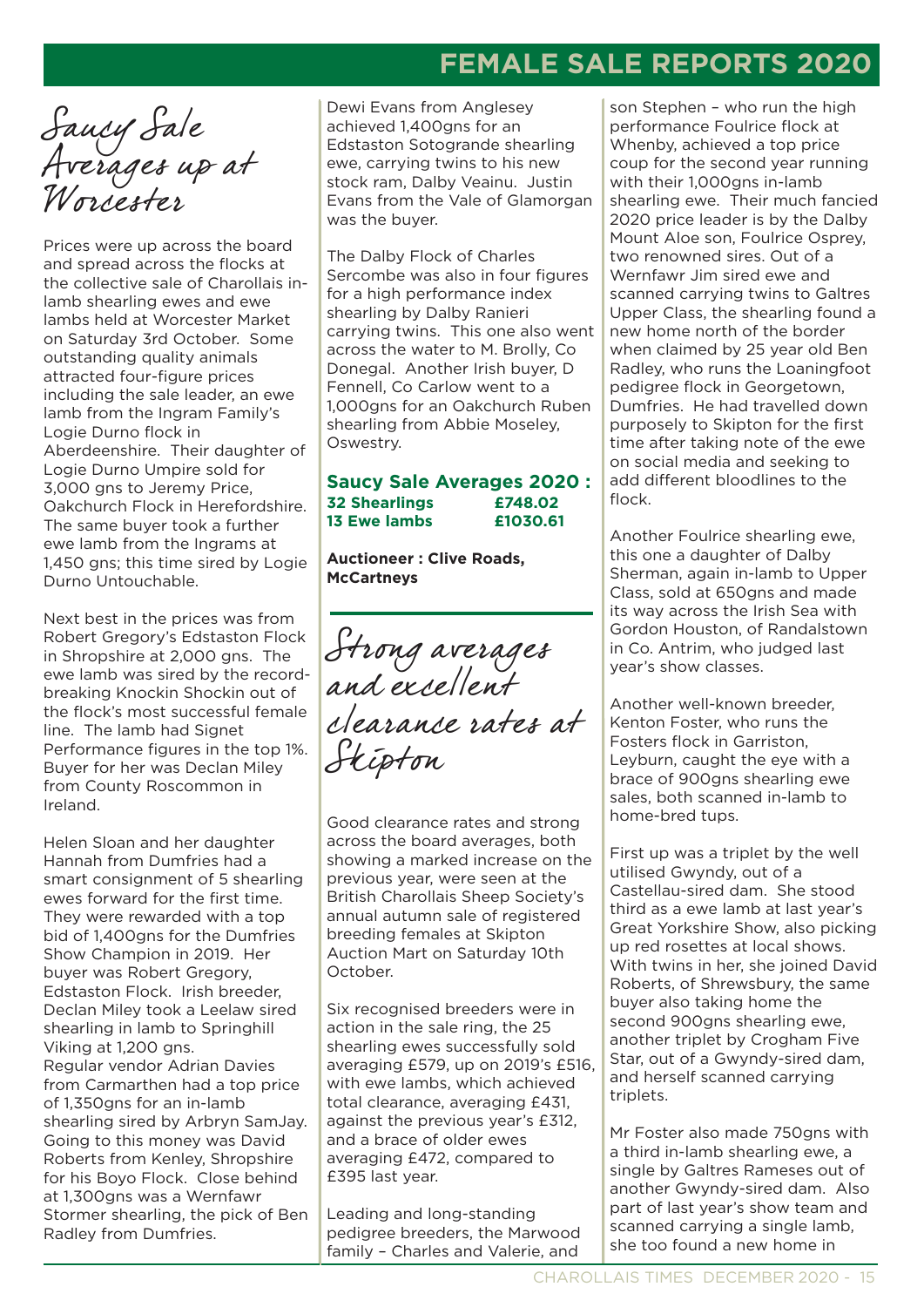# FEMALE SALE REPORTS 2020

## Saucy Sale Averages up at Worcester

Prices were up across the board and spread across the flocks at the collective sale of Charollais in-lamb shearling ewes and ewe lambs held at Worcester Market on Saturday 3rd October. Some outstanding quality animals attracted four-figure prices including the sale leader, an ewe lamb from the Ingram Family's Logie Durno flock in Aberdeenshire. Their daughter of Logie Durno Umpire sold for 3,000 gns to Jeremy Price, Oakchurch Flock in Herefordshire. The same buyer took a further ewe lamb from the Ingrams at 1,450 gns; this time sired by Logie Durno Untouchable.

Next best in the prices was from Robert Gregory's Edstaston Flock in Shropshire at 2,000 gns. The ewe lamb was sired by the record-breaking Knockin Shockin out of the flock's most successful female line. The lamb had Signet Performance figures in the top 1%. Buyer for her was Declan Miley from County Roscommon in Ireland.

Helen Sloan and her daughter Hannah from Dumfries had a smart consignment of 5 shearling ewes forward for the first time. They were rewarded with a top bid of 1,400gns for the Dumfries Show Champion in 2019. Her buyer was Robert Gregory, Edstaston Flock. Irish breeder, Declan Miley took a Leelaw sired shearling in lamb to Springhill Viking at 1,200 gns.
Regular vendor Adrian Davies from Carmarthen had a top price of 1,350gns for an in-lamb shearling sired by Arbryn SamJay. Going to this money was David Roberts from Kenley, Shropshire for his Boyo Flock. Close behind at 1,300gns was a Wernfawr Stormer shearling, the pick of Ben Radley from Dumfries.

Dewi Evans from Anglesey achieved 1,400gns for an Edstaston Sotogrande shearling ewe, carrying twins to his new stock ram, Dalby Veainu. Justin Evans from the Vale of Glamorgan was the buyer.

The Dalby Flock of Charles Sercombe was also in four figures for a high performance index shearling by Dalby Ranieri carrying twins. This one also went across the water to M. Brolly, Co Donegal. Another Irish buyer, D Fennell, Co Carlow went to a 1,000gns for an Oakchurch Ruben shearling from Abbie Moseley, Oswestry.

**Saucy Sale Averages 2020 :**

| | |
|---|---|
| **32 Shearlings** | **£748.02** |
| **13 Ewe lambs** | **£1030.61** |

**Auctioneer : Clive Roads, McCartneys**

## Strong averages and excellent clearance rates at Skipton

Good clearance rates and strong across the board averages, both showing a marked increase on the previous year, were seen at the British Charollais Sheep Society's annual autumn sale of registered breeding females at Skipton Auction Mart on Saturday 10th October.

Six recognised breeders were in action in the sale ring, the 25 shearling ewes successfully sold averaging £579, up on 2019's £516, with ewe lambs, which achieved total clearance, averaging £431, against the previous year's £312, and a brace of older ewes averaging £472, compared to £395 last year.

Leading and long-standing pedigree breeders, the Marwood family – Charles and Valerie, and son Stephen – who run the high performance Foulrice flock at Whenby, achieved a top price coup for the second year running with their 1,000gns in-lamb shearling ewe. Their much fancied 2020 price leader is by the Dalby Mount Aloe son, Foulrice Osprey, two renowned sires. Out of a Wernfawr Jim sired ewe and scanned carrying twins to Galtres Upper Class, the shearling found a new home north of the border when claimed by 25 year old Ben Radley, who runs the Loaningfoot pedigree flock in Georgetown, Dumfries. He had travelled down purposely to Skipton for the first time after taking note of the ewe on social media and seeking to add different bloodlines to the flock.

Another Foulrice shearling ewe, this one a daughter of Dalby Sherman, again in-lamb to Upper Class, sold at 650gns and made its way across the Irish Sea with Gordon Houston, of Randalstown in Co. Antrim, who judged last year's show classes.

Another well-known breeder, Kenton Foster, who runs the Fosters flock in Garriston, Leyburn, caught the eye with a brace of 900gns shearling ewe sales, both scanned in-lamb to home-bred tups.

First up was a triplet by the well utilised Gwyndy, out of a Castellau-sired dam. She stood third as a ewe lamb at last year's Great Yorkshire Show, also picking up red rosettes at local shows. With twins in her, she joined David Roberts, of Shrewsbury, the same buyer also taking home the second 900gns shearling ewe, another triplet by Crogham Five Star, out of a Gwyndy-sired dam, and herself scanned carrying triplets.

Mr Foster also made 750gns with a third in-lamb shearling ewe, a single by Galtres Rameses out of another Gwyndy-sired dam. Also part of last year's show team and scanned carrying a single lamb, she too found a new home in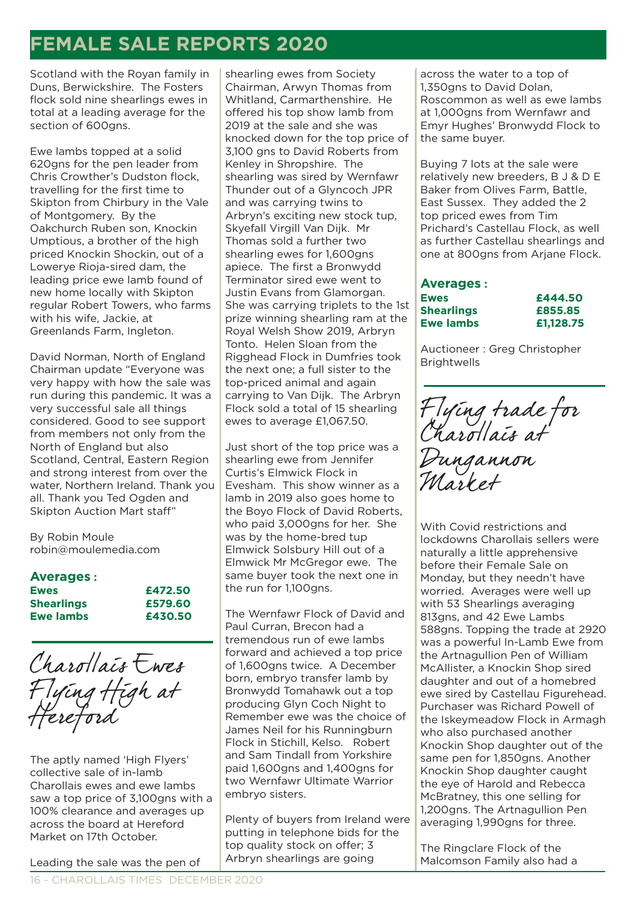# FEMALE SALE REPORTS 2020

Scotland with the Royan family in Duns, Berwickshire. The Fosters flock sold nine shearlings ewes in total at a leading average for the section of 600gns.

Ewe lambs topped at a solid 620gns for the pen leader from Chris Crowther's Dudston flock, travelling for the first time to Skipton from Chirbury in the Vale of Montgomery. By the Oakchurch Ruben son, Knockin Umptious, a brother of the high priced Knockin Shockin, out of a Lowerye Rioja-sired dam, the leading price ewe lamb found of new home locally with Skipton regular Robert Towers, who farms with his wife, Jackie, at Greenlands Farm, Ingleton.

David Norman, North of England Chairman update "Everyone was very happy with how the sale was run during this pandemic. It was a very successful sale all things considered. Good to see support from members not only from the North of England but also Scotland, Central, Eastern Region and strong interest from over the water, Northern Ireland. Thank you all. Thank you Ted Ogden and Skipton Auction Mart staff"

By Robin Moule
robin@moulemedia.com

### Averages :

| | |
|---|---|
| **Ewes** | **£472.50** |
| **Shearlings** | **£579.60** |
| **Ewe lambs** | **£430.50** |

## Charollais Ewes Flying High at Hereford

The aptly named 'High Flyers' collective sale of in-lamb Charollais ewes and ewe lambs saw a top price of 3,100gns with a 100% clearance and averages up across the board at Hereford Market on 17th October.

Leading the sale was the pen of shearling ewes from Society Chairman, Arwyn Thomas from Whitland, Carmarthenshire. He offered his top show lamb from 2019 at the sale and she was knocked down for the top price of 3,100 gns to David Roberts from Kenley in Shropshire. The shearling was sired by Wernfawr Thunder out of a Glyncoch JPR and was carrying twins to Arbryn's exciting new stock tup, Skyefall Virgill Van Dijk. Mr Thomas sold a further two shearling ewes for 1,600gns apiece. The first a Bronwydd Terminator sired ewe went to Justin Evans from Glamorgan. She was carrying triplets to the 1st prize winning shearling ram at the Royal Welsh Show 2019, Arbryn Tonto. Helen Sloan from the Rigghead Flock in Dumfries took the next one; a full sister to the top-priced animal and again carrying to Van Dijk. The Arbryn Flock sold a total of 15 shearling ewes to average £1,067.50.

Just short of the top price was a shearling ewe from Jennifer Curtis's Elmwick Flock in Evesham. This show winner as a lamb in 2019 also goes home to the Boyo Flock of David Roberts, who paid 3,000gns for her. She was by the home-bred tup Elmwick Solsbury Hill out of a Elmwick Mr McGregor ewe. The same buyer took the next one in the run for 1,100gns.

The Wernfawr Flock of David and Paul Curran, Brecon had a tremendous run of ewe lambs forward and achieved a top price of 1,600gns twice. A December born, embryo transfer lamb by Bronwydd Tomahawk out a top producing Glyn Coch Night to Remember ewe was the choice of James Neil for his Runningburn Flock in Stichill, Kelso. Robert and Sam Tindall from Yorkshire paid 1,600gns and 1,400gns for two Wernfawr Ultimate Warrior embryo sisters.

Plenty of buyers from Ireland were putting in telephone bids for the top quality stock on offer; 3 Arbryn shearlings are going across the water to a top of 1,350gns to David Dolan, Roscommon as well as ewe lambs at 1,000gns from Wernfawr and Emyr Hughes' Bronwydd Flock to the same buyer.

Buying 7 lots at the sale were relatively new breeders, B J & D E Baker from Olives Farm, Battle, East Sussex. They added the 2 top priced ewes from Tim Prichard's Castellau Flock, as well as further Castellau shearlings and one at 800gns from Arjane Flock.

### Averages :

| | |
|---|---|
| **Ewes** | **£444.50** |
| **Shearlings** | **£855.85** |
| **Ewe lambs** | **£1,128.75** |

Auctioneer : Greg Christopher Brightwells

## Flying trade for Charollais at Dungannon Market

With Covid restrictions and lockdowns Charollais sellers were naturally a little apprehensive before their Female Sale on Monday, but they needn't have worried. Averages were well up with 53 Shearlings averaging 813gns, and 42 Ewe Lambs 588gns. Topping the trade at 2920 was a powerful In-Lamb Ewe from the Artnagullion Pen of William McAllister, a Knockin Shop sired daughter and out of a homebred ewe sired by Castellau Figurehead. Purchaser was Richard Powell of the Iskeymeadow Flock in Armagh who also purchased another Knockin Shop daughter out of the same pen for 1,850gns. Another Knockin Shop daughter caught the eye of Harold and Rebecca McBratney, this one selling for 1,200gns. The Artnagullion Pen averaging 1,990gns for three.

The Ringclare Flock of the Malcomson Family also had a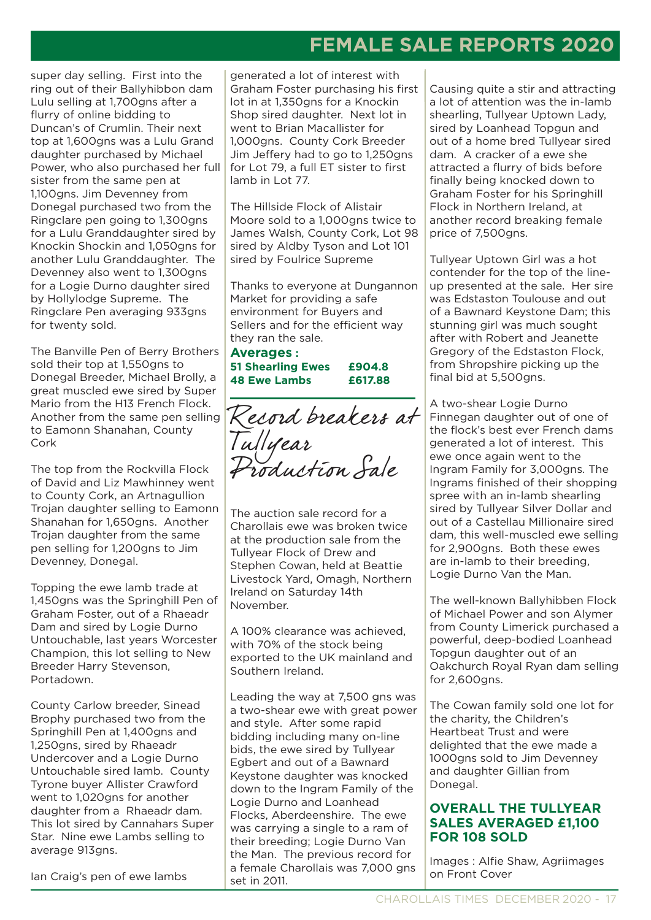# FEMALE SALE REPORTS 2020

super day selling. First into the ring out of their Ballyhibbon dam Lulu selling at 1,700gns after a flurry of online bidding to Duncan's of Crumlin. Their next top at 1,600gns was a Lulu Grand daughter purchased by Michael Power, who also purchased her full sister from the same pen at 1,100gns. Jim Devenney from Donegal purchased two from the Ringclare pen going to 1,300gns for a Lulu Granddaughter sired by Knockin Shockin and 1,050gns for another Lulu Granddaughter. The Devenney also went to 1,300gns for a Logie Durno daughter sired by Hollylodge Supreme. The Ringclare Pen averaging 933gns for twenty sold.

The Banville Pen of Berry Brothers sold their top at 1,550gns to Donegal Breeder, Michael Brolly, a great muscled ewe sired by Super Mario from the H13 French Flock. Another from the same pen selling to Eamonn Shanahan, County Cork

The top from the Rockvilla Flock of David and Liz Mawhinney went to County Cork, an Artnagullion Trojan daughter selling to Eamonn Shanahan for 1,650gns. Another Trojan daughter from the same pen selling for 1,200gns to Jim Devenney, Donegal.

Topping the ewe lamb trade at 1,450gns was the Springhill Pen of Graham Foster, out of a Rhaeadr Dam and sired by Logie Durno Untouchable, last years Worcester Champion, this lot selling to New Breeder Harry Stevenson, Portadown.

County Carlow breeder, Sinead Brophy purchased two from the Springhill Pen at 1,400gns and 1,250gns, sired by Rhaeadr Undercover and a Logie Durno Untouchable sired lamb. County Tyrone buyer Allister Crawford went to 1,020gns for another daughter from a Rhaeadr dam. This lot sired by Cannahars Super Star. Nine ewe Lambs selling to average 913gns.

Ian Craig's pen of ewe lambs generated a lot of interest with Graham Foster purchasing his first lot in at 1,350gns for a Knockin Shop sired daughter. Next lot in went to Brian Macallister for 1,000gns. County Cork Breeder Jim Jeffery had to go to 1,250gns for Lot 79, a full ET sister to first lamb in Lot 77.

The Hillside Flock of Alistair Moore sold to a 1,000gns twice to James Walsh, County Cork, Lot 98 sired by Aldby Tyson and Lot 101 sired by Foulrice Supreme

Thanks to everyone at Dungannon Market for providing a safe environment for Buyers and Sellers and for the efficient way they ran the sale.

**Averages :**

| | |
|---|---|
| **51 Shearling Ewes** | **£904.8** |
| **48 Ewe Lambs** | **£617.88** |

## *Record breakers at Tullyear Production Sale*

The auction sale record for a Charollais ewe was broken twice at the production sale from the Tullyear Flock of Drew and Stephen Cowan, held at Beattie Livestock Yard, Omagh, Northern Ireland on Saturday 14th November.

A 100% clearance was achieved, with 70% of the stock being exported to the UK mainland and Southern Ireland.

Leading the way at 7,500 gns was a two-shear ewe with great power and style. After some rapid bidding including many on-line bids, the ewe sired by Tullyear Egbert and out of a Bawnard Keystone daughter was knocked down to the Ingram Family of the Logie Durno and Loanhead Flocks, Aberdeenshire. The ewe was carrying a single to a ram of their breeding; Logie Durno Van the Man. The previous record for a female Charollais was 7,000 gns set in 2011.

Causing quite a stir and attracting a lot of attention was the in-lamb shearling, Tullyear Uptown Lady, sired by Loanhead Topgun and out of a home bred Tullyear sired dam. A cracker of a ewe she attracted a flurry of bids before finally being knocked down to Graham Foster for his Springhill Flock in Northern Ireland, at another record breaking female price of 7,500gns.

Tullyear Uptown Girl was a hot contender for the top of the line-up presented at the sale. Her sire was Edstaston Toulouse and out of a Bawnard Keystone Dam; this stunning girl was much sought after with Robert and Jeanette Gregory of the Edstaston Flock, from Shropshire picking up the final bid at 5,500gns.

A two-shear Logie Durno Finnegan daughter out of one of the flock's best ever French dams generated a lot of interest. This ewe once again went to the Ingram Family for 3,000gns. The Ingrams finished of their shopping spree with an in-lamb shearling sired by Tullyear Silver Dollar and out of a Castellau Millionaire sired dam, this well-muscled ewe selling for 2,900gns. Both these ewes are in-lamb to their breeding, Logie Durno Van the Man.

The well-known Ballyhibben Flock of Michael Power and son Alymer from County Limerick purchased a powerful, deep-bodied Loanhead Topgun daughter out of an Oakchurch Royal Ryan dam selling for 2,600gns.

The Cowan family sold one lot for the charity, the Children's Heartbeat Trust and were delighted that the ewe made a 1000gns sold to Jim Devenney and daughter Gillian from Donegal.

### OVERALL THE TULLYEAR SALES AVERAGED £1,100 FOR 108 SOLD

Images : Alfie Shaw, Agriimages on Front Cover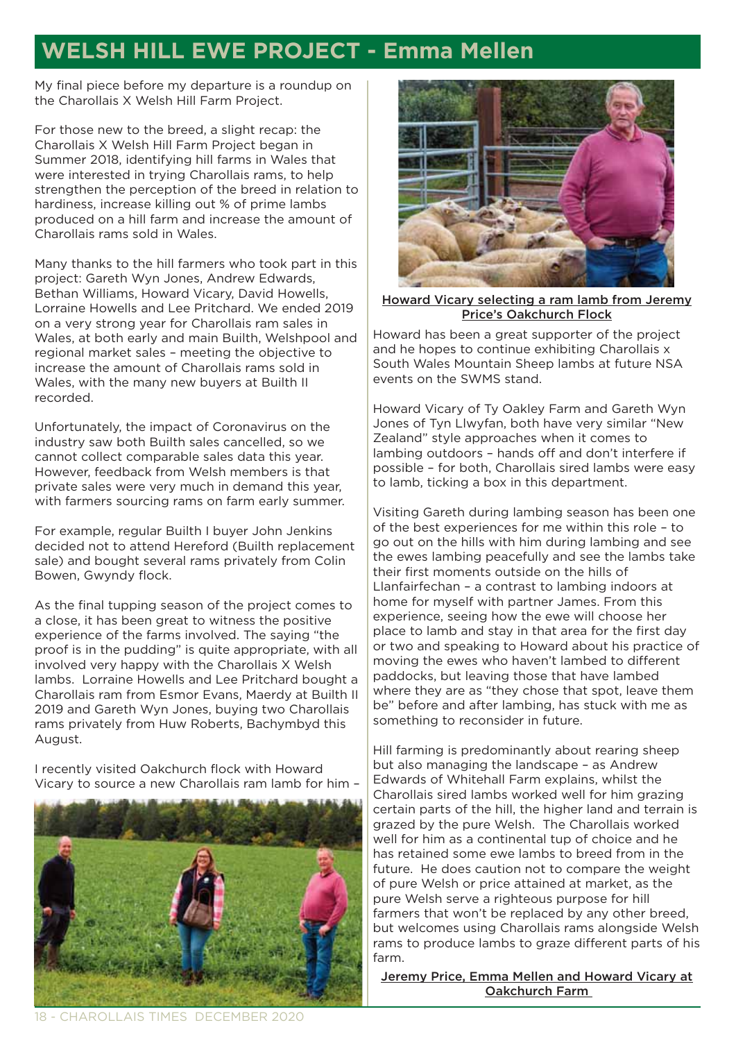# WELSH HILL EWE PROJECT - Emma Mellen

My final piece before my departure is a roundup on the Charollais X Welsh Hill Farm Project.

For those new to the breed, a slight recap: the Charollais X Welsh Hill Farm Project began in Summer 2018, identifying hill farms in Wales that were interested in trying Charollais rams, to help strengthen the perception of the breed in relation to hardiness, increase killing out % of prime lambs produced on a hill farm and increase the amount of Charollais rams sold in Wales.

Many thanks to the hill farmers who took part in this project: Gareth Wyn Jones, Andrew Edwards, Bethan Williams, Howard Vicary, David Howells, Lorraine Howells and Lee Pritchard. We ended 2019 on a very strong year for Charollais ram sales in Wales, at both early and main Builth, Welshpool and regional market sales – meeting the objective to increase the amount of Charollais rams sold in Wales, with the many new buyers at Builth II recorded.

Unfortunately, the impact of Coronavirus on the industry saw both Builth sales cancelled, so we cannot collect comparable sales data this year. However, feedback from Welsh members is that private sales were very much in demand this year, with farmers sourcing rams on farm early summer.

For example, regular Builth I buyer John Jenkins decided not to attend Hereford (Builth replacement sale) and bought several rams privately from Colin Bowen, Gwyndy flock.

As the final tupping season of the project comes to a close, it has been great to witness the positive experience of the farms involved. The saying "the proof is in the pudding" is quite appropriate, with all involved very happy with the Charollais X Welsh lambs. Lorraine Howells and Lee Pritchard bought a Charollais ram from Esmor Evans, Maerdy at Builth II 2019 and Gareth Wyn Jones, buying two Charollais rams privately from Huw Roberts, Bachymbyd this August.

I recently visited Oakchurch flock with Howard Vicary to source a new Charollais ram lamb for him – Howard has been a great supporter of the project and he hopes to continue exhibiting Charollais x South Wales Mountain Sheep lambs at future NSA events on the SWMS stand.

Howard Vicary selecting a ram lamb from Jeremy Price's Oakchurch Flock

Howard Vicary of Ty Oakley Farm and Gareth Wyn Jones of Tyn Llwyfan, both have very similar "New Zealand" style approaches when it comes to lambing outdoors – hands off and don't interfere if possible – for both, Charollais sired lambs were easy to lamb, ticking a box in this department.

Visiting Gareth during lambing season has been one of the best experiences for me within this role – to go out on the hills with him during lambing and see the ewes lambing peacefully and see the lambs take their first moments outside on the hills of Llanfairfechan – a contrast to lambing indoors at home for myself with partner James. From this experience, seeing how the ewe will choose her place to lamb and stay in that area for the first day or two and speaking to Howard about his practice of moving the ewes who haven't lambed to different paddocks, but leaving those that have lambed where they are as "they chose that spot, leave them be" before and after lambing, has stuck with me as something to reconsider in future.

Hill farming is predominantly about rearing sheep but also managing the landscape – as Andrew Edwards of Whitehall Farm explains, whilst the Charollais sired lambs worked well for him grazing certain parts of the hill, the higher land and terrain is grazed by the pure Welsh. The Charollais worked well for him as a continental tup of choice and he has retained some ewe lambs to breed from in the future. He does caution not to compare the weight of pure Welsh or price attained at market, as the pure Welsh serve a righteous purpose for hill farmers that won't be replaced by any other breed, but welcomes using Charollais rams alongside Welsh rams to produce lambs to graze different parts of his farm.

Jeremy Price, Emma Mellen and Howard Vicary at Oakchurch Farm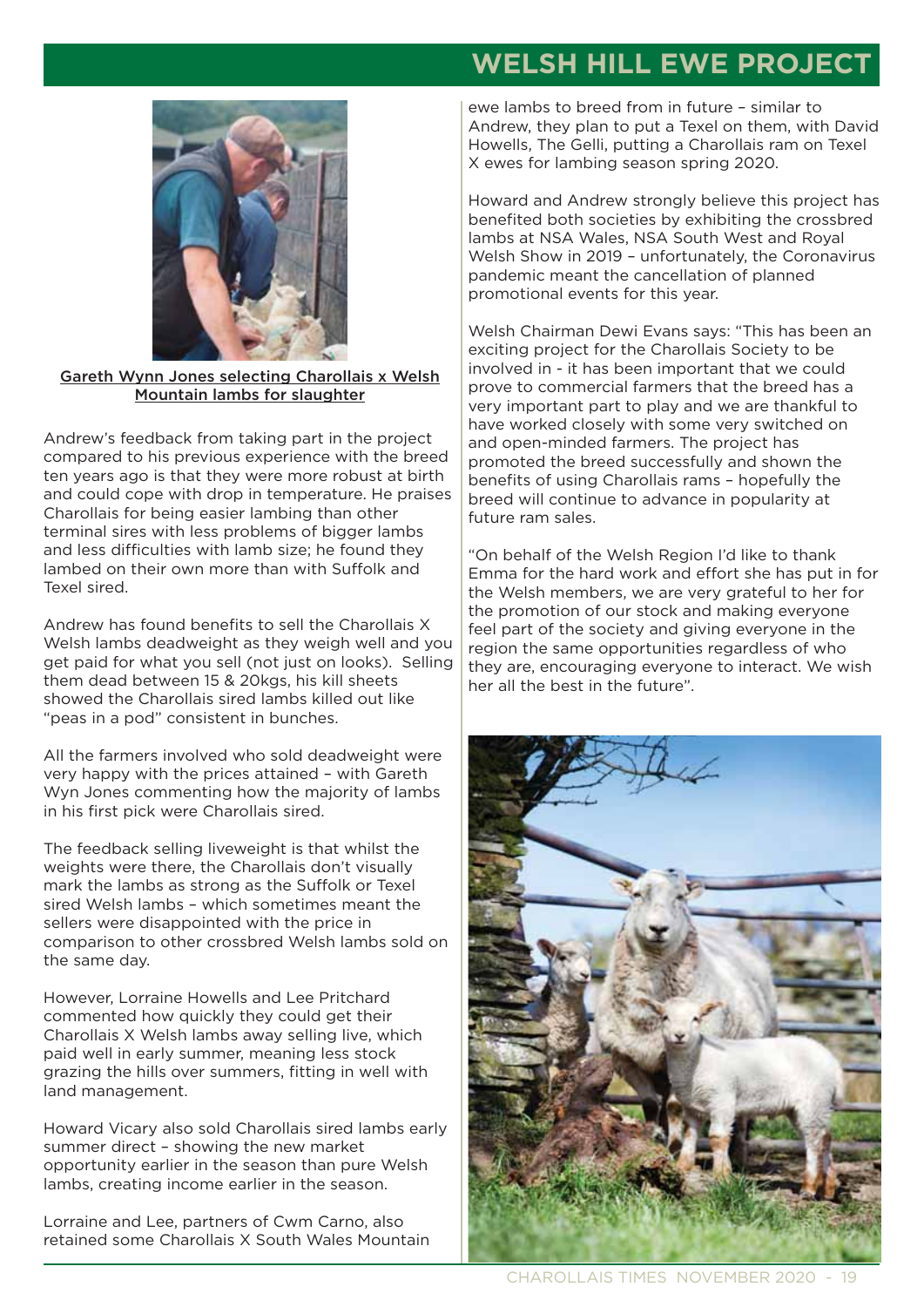# WELSH HILL EWE PROJECT

Gareth Wynn Jones selecting Charollais x Welsh Mountain lambs for slaughter

Andrew's feedback from taking part in the project compared to his previous experience with the breed ten years ago is that they were more robust at birth and could cope with drop in temperature. He praises Charollais for being easier lambing than other terminal sires with less problems of bigger lambs and less difficulties with lamb size; he found they lambed on their own more than with Suffolk and Texel sired.

Andrew has found benefits to sell the Charollais X Welsh lambs deadweight as they weigh well and you get paid for what you sell (not just on looks). Selling them dead between 15 & 20kgs, his kill sheets showed the Charollais sired lambs killed out like "peas in a pod" consistent in bunches.

All the farmers involved who sold deadweight were very happy with the prices attained – with Gareth Wyn Jones commenting how the majority of lambs in his first pick were Charollais sired.

The feedback selling liveweight is that whilst the weights were there, the Charollais don't visually mark the lambs as strong as the Suffolk or Texel sired Welsh lambs – which sometimes meant the sellers were disappointed with the price in comparison to other crossbred Welsh lambs sold on the same day.

However, Lorraine Howells and Lee Pritchard commented how quickly they could get their Charollais X Welsh lambs away selling live, which paid well in early summer, meaning less stock grazing the hills over summers, fitting in well with land management.

Howard Vicary also sold Charollais sired lambs early summer direct – showing the new market opportunity earlier in the season than pure Welsh lambs, creating income earlier in the season.

Lorraine and Lee, partners of Cwm Carno, also retained some Charollais X South Wales Mountain ewe lambs to breed from in future – similar to Andrew, they plan to put a Texel on them, with David Howells, The Gelli, putting a Charollais ram on Texel X ewes for lambing season spring 2020.

Howard and Andrew strongly believe this project has benefited both societies by exhibiting the crossbred lambs at NSA Wales, NSA South West and Royal Welsh Show in 2019 – unfortunately, the Coronavirus pandemic meant the cancellation of planned promotional events for this year.

Welsh Chairman Dewi Evans says: "This has been an exciting project for the Charollais Society to be involved in - it has been important that we could prove to commercial farmers that the breed has a very important part to play and we are thankful to have worked closely with some very switched on and open-minded farmers. The project has promoted the breed successfully and shown the benefits of using Charollais rams – hopefully the breed will continue to advance in popularity at future ram sales.

"On behalf of the Welsh Region I'd like to thank Emma for the hard work and effort she has put in for the Welsh members, we are very grateful to her for the promotion of our stock and making everyone feel part of the society and giving everyone in the region the same opportunities regardless of who they are, encouraging everyone to interact. We wish her all the best in the future".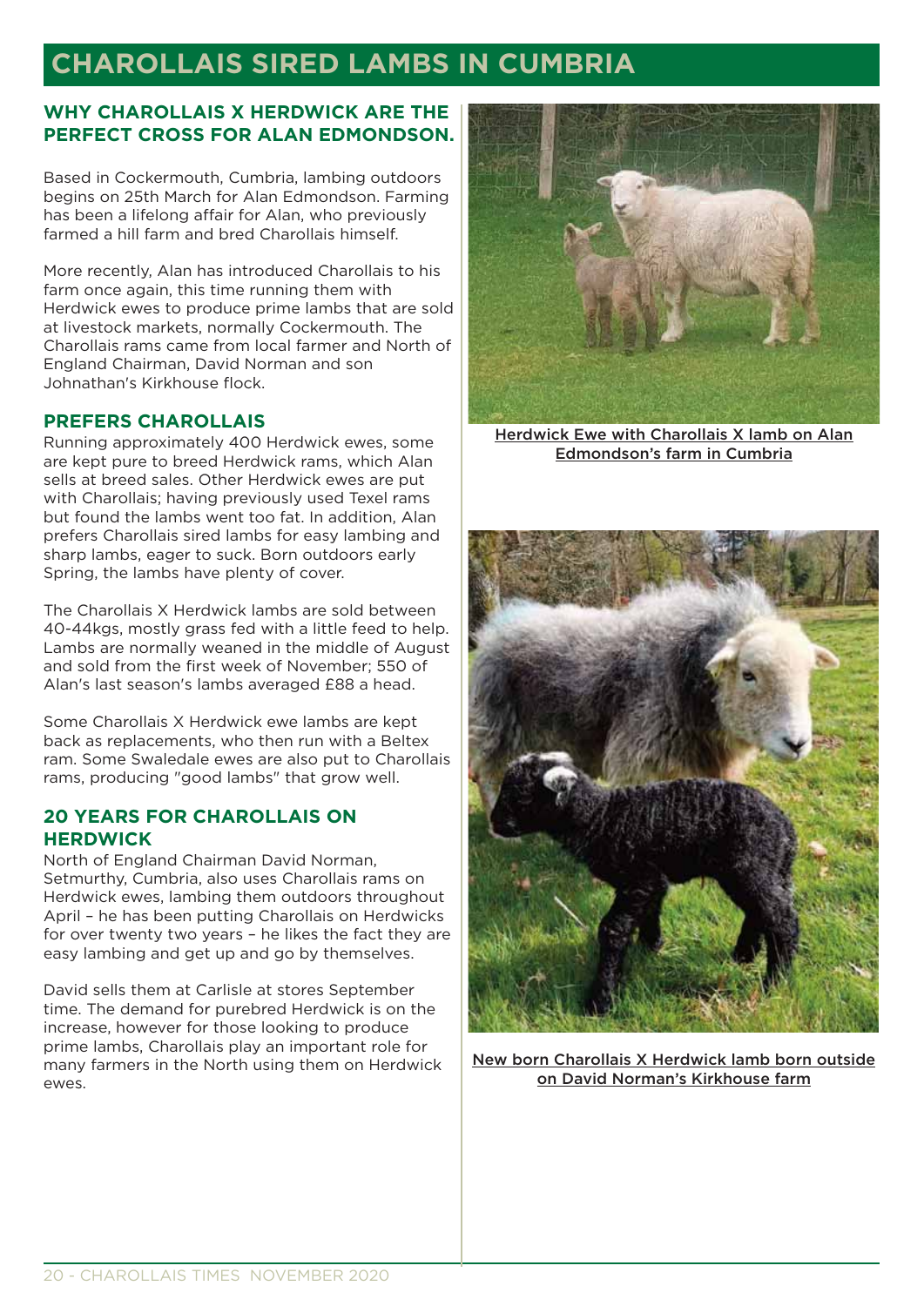# CHAROLLAIS SIRED LAMBS IN CUMBRIA

## WHY CHAROLLAIS X HERDWICK ARE THE PERFECT CROSS FOR ALAN EDMONDSON.

Based in Cockermouth, Cumbria, lambing outdoors begins on 25th March for Alan Edmondson. Farming has been a lifelong affair for Alan, who previously farmed a hill farm and bred Charollais himself.

More recently, Alan has introduced Charollais to his farm once again, this time running them with Herdwick ewes to produce prime lambs that are sold at livestock markets, normally Cockermouth. The Charollais rams came from local farmer and North of England Chairman, David Norman and son Johnathan's Kirkhouse flock.

## PREFERS CHAROLLAIS

Running approximately 400 Herdwick ewes, some are kept pure to breed Herdwick rams, which Alan sells at breed sales. Other Herdwick ewes are put with Charollais; having previously used Texel rams but found the lambs went too fat. In addition, Alan prefers Charollais sired lambs for easy lambing and sharp lambs, eager to suck. Born outdoors early Spring, the lambs have plenty of cover.

The Charollais X Herdwick lambs are sold between 40-44kgs, mostly grass fed with a little feed to help. Lambs are normally weaned in the middle of August and sold from the first week of November; 550 of Alan's last season's lambs averaged £88 a head.

Some Charollais X Herdwick ewe lambs are kept back as replacements, who then run with a Beltex ram. Some Swaledale ewes are also put to Charollais rams, producing "good lambs" that grow well.

## 20 YEARS FOR CHAROLLAIS ON HERDWICK

North of England Chairman David Norman, Setmurthy, Cumbria, also uses Charollais rams on Herdwick ewes, lambing them outdoors throughout April – he has been putting Charollais on Herdwicks for over twenty two years – he likes the fact they are easy lambing and get up and go by themselves.

David sells them at Carlisle at stores September time. The demand for purebred Herdwick is on the increase, however for those looking to produce prime lambs, Charollais play an important role for many farmers in the North using them on Herdwick ewes.

Herdwick Ewe with Charollais X lamb on Alan Edmondson's farm in Cumbria

New born Charollais X Herdwick lamb born outside on David Norman's Kirkhouse farm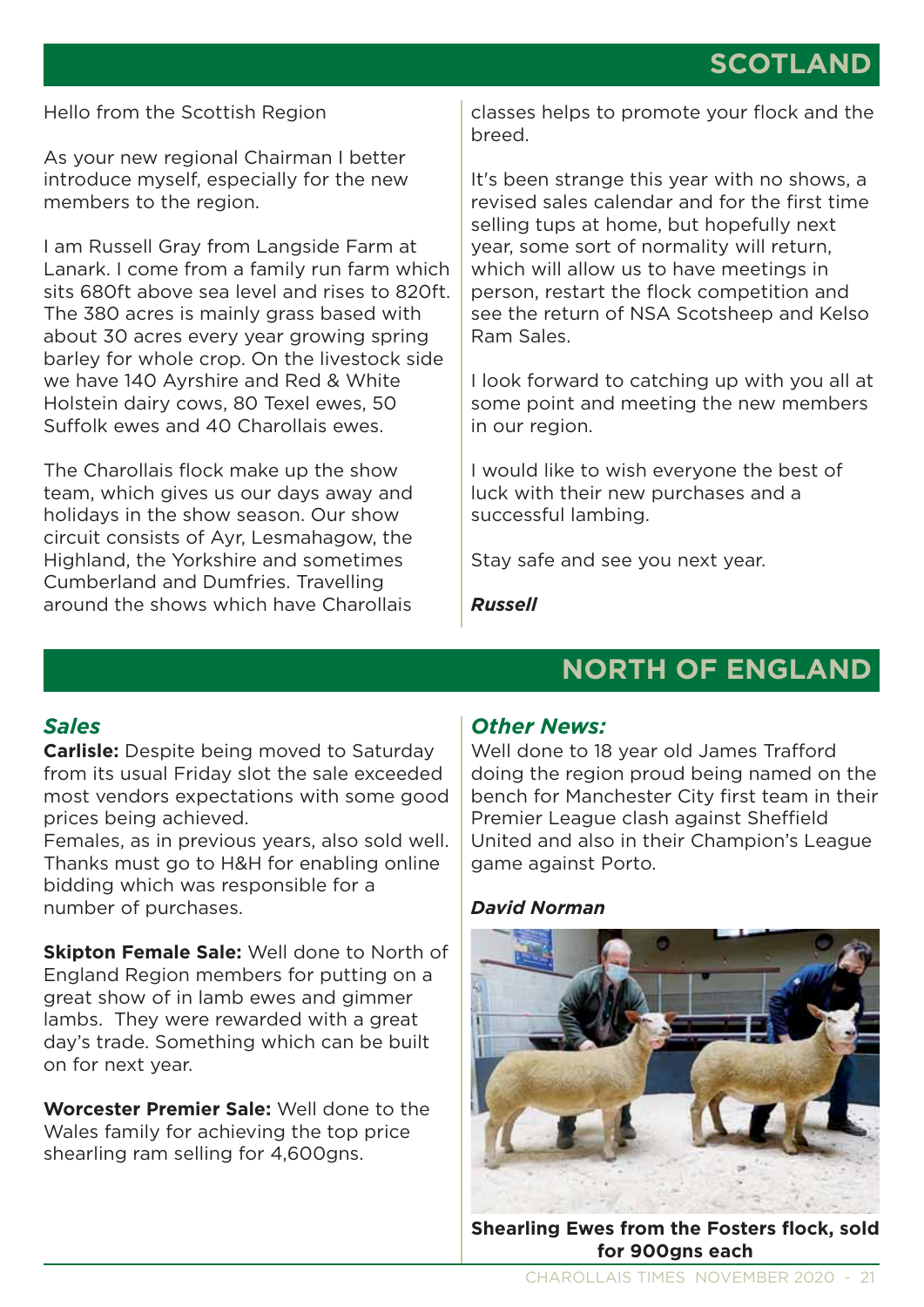## SCOTLAND

Hello from the Scottish Region

As your new regional Chairman I better introduce myself, especially for the new members to the region.

I am Russell Gray from Langside Farm at Lanark. I come from a family run farm which sits 680ft above sea level and rises to 820ft. The 380 acres is mainly grass based with about 30 acres every year growing spring barley for whole crop. On the livestock side we have 140 Ayrshire and Red & White Holstein dairy cows, 80 Texel ewes, 50 Suffolk ewes and 40 Charollais ewes.

The Charollais flock make up the show team, which gives us our days away and holidays in the show season. Our show circuit consists of Ayr, Lesmahagow, the Highland, the Yorkshire and sometimes Cumberland and Dumfries. Travelling around the shows which have Charollais classes helps to promote your flock and the breed.

It's been strange this year with no shows, a revised sales calendar and for the first time selling tups at home, but hopefully next year, some sort of normality will return, which will allow us to have meetings in person, restart the flock competition and see the return of NSA Scotsheep and Kelso Ram Sales.

I look forward to catching up with you all at some point and meeting the new members in our region.

I would like to wish everyone the best of luck with their new purchases and a successful lambing.

Stay safe and see you next year.

***Russell***

## NORTH OF ENGLAND

### *Sales*

**Carlisle:** Despite being moved to Saturday from its usual Friday slot the sale exceeded most vendors expectations with some good prices being achieved.
Females, as in previous years, also sold well. Thanks must go to H&H for enabling online bidding which was responsible for a number of purchases.

**Skipton Female Sale:** Well done to North of England Region members for putting on a great show of in lamb ewes and gimmer lambs. They were rewarded with a great day's trade. Something which can be built on for next year.

**Worcester Premier Sale:** Well done to the Wales family for achieving the top price shearling ram selling for 4,600gns.

### *Other News:*

Well done to 18 year old James Trafford doing the region proud being named on the bench for Manchester City first team in their Premier League clash against Sheffield United and also in their Champion's League game against Porto.

***David Norman***

**Shearling Ewes from the Fosters flock, sold for 900gns each**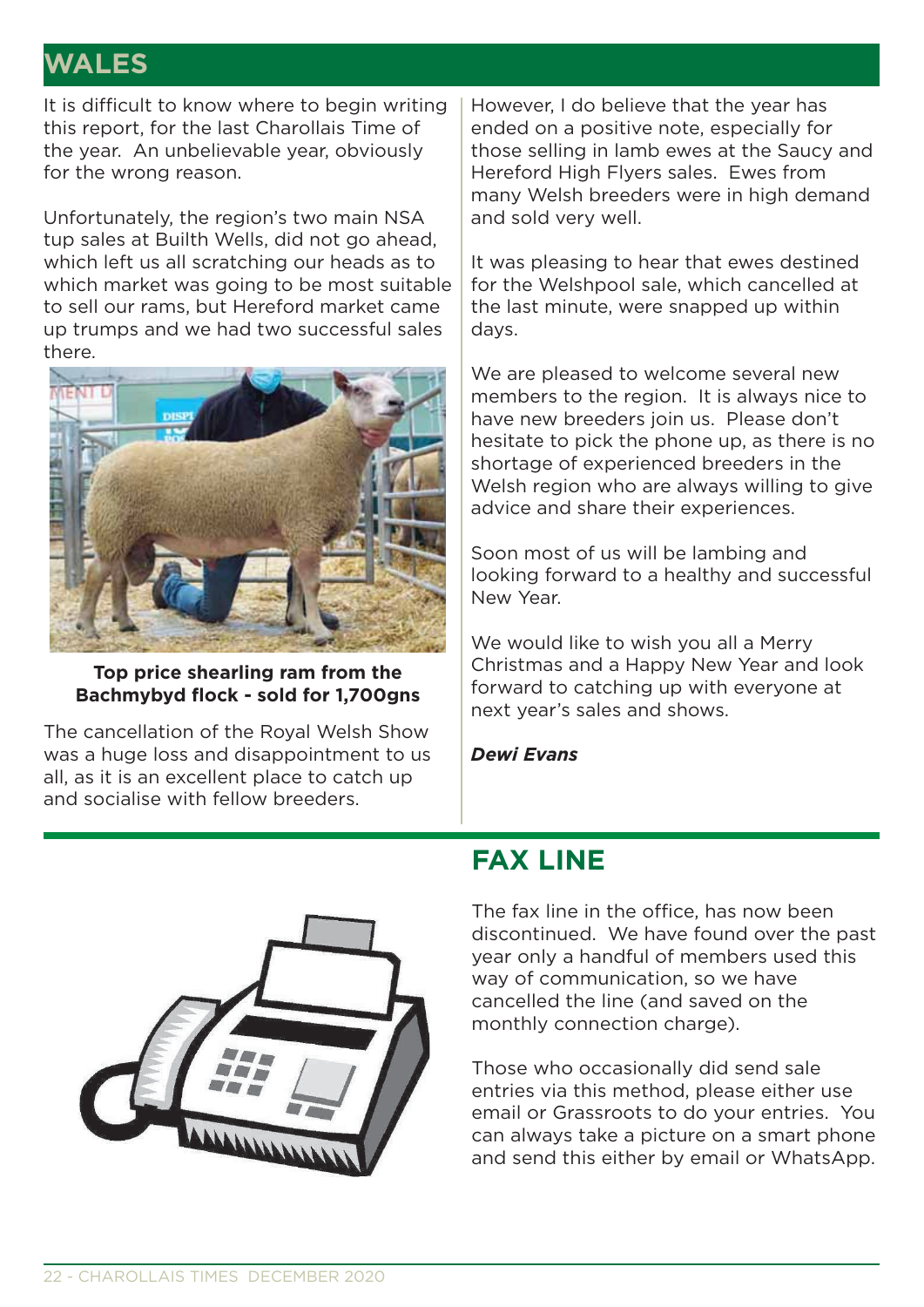## WALES

It is difficult to know where to begin writing this report, for the last Charollais Time of the year. An unbelievable year, obviously for the wrong reason.

Unfortunately, the region's two main NSA tup sales at Builth Wells, did not go ahead, which left us all scratching our heads as to which market was going to be most suitable to sell our rams, but Hereford market came up trumps and we had two successful sales there.

**Top price shearling ram from the Bachmybyd flock - sold for 1,700gns**

The cancellation of the Royal Welsh Show was a huge loss and disappointment to us all, as it is an excellent place to catch up and socialise with fellow breeders.

However, I do believe that the year has ended on a positive note, especially for those selling in lamb ewes at the Saucy and Hereford High Flyers sales. Ewes from many Welsh breeders were in high demand and sold very well.

It was pleasing to hear that ewes destined for the Welshpool sale, which cancelled at the last minute, were snapped up within days.

We are pleased to welcome several new members to the region. It is always nice to have new breeders join us. Please don't hesitate to pick the phone up, as there is no shortage of experienced breeders in the Welsh region who are always willing to give advice and share their experiences.

Soon most of us will be lambing and looking forward to a healthy and successful New Year.

We would like to wish you all a Merry Christmas and a Happy New Year and look forward to catching up with everyone at next year's sales and shows.

***Dewi Evans***

## FAX LINE

The fax line in the office, has now been discontinued. We have found over the past year only a handful of members used this way of communication, so we have cancelled the line (and saved on the monthly connection charge).

Those who occasionally did send sale entries via this method, please either use email or Grassroots to do your entries. You can always take a picture on a smart phone and send this either by email or WhatsApp.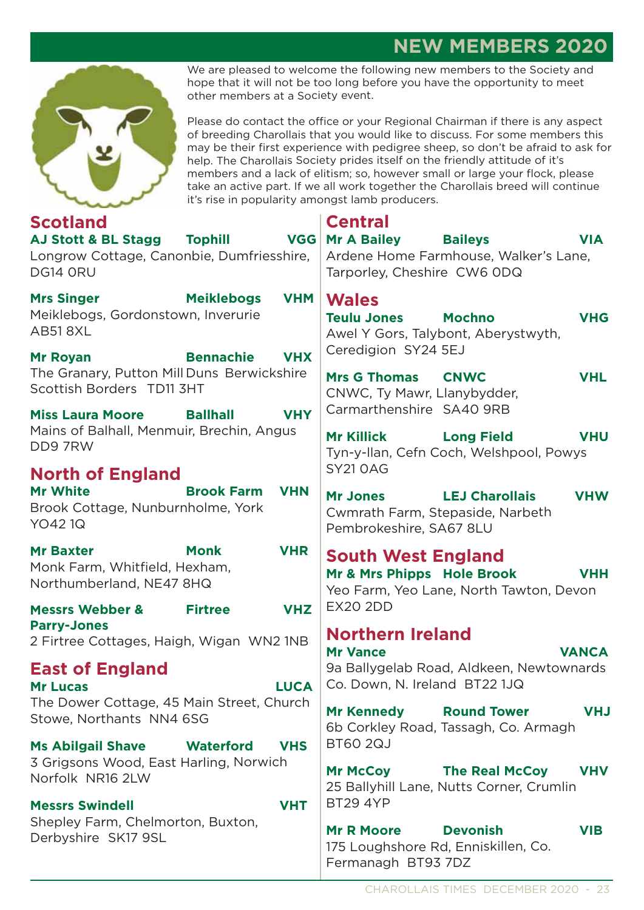# NEW MEMBERS 2020

We are pleased to welcome the following new members to the Society and hope that it will not be too long before you have the opportunity to meet other members at a Society event.

Please do contact the office or your Regional Chairman if there is any aspect of breeding Charollais that you would like to discuss. For some members this may be their first experience with pedigree sheep, so don't be afraid to ask for help. The Charollais Society prides itself on the friendly attitude of it's members and a lack of elitism; so, however small or large your flock, please take an active part. If we all work together the Charollais breed will continue it's rise in popularity amongst lamb producers.

## Scotland

**AJ Stott & BL Stagg** **Tophill** **VGG**
Longrow Cottage, Canonbie, Dumfriesshire, DG14 0RU

**Mrs Singer** **Meiklebogs** **VHM**
Meiklebogs, Gordonstown, Inverurie AB51 8XL

**Mr Royan** **Bennachie** **VHX**
The Granary, Putton Mill Duns Berwickshire Scottish Borders TD11 3HT

**Miss Laura Moore** **Ballhall** **VHY**
Mains of Balhall, Menmuir, Brechin, Angus DD9 7RW

## North of England

**Mr White** **Brook Farm** **VHN**
Brook Cottage, Nunburnholme, York YO42 1Q

**Mr Baxter** **Monk** **VHR**
Monk Farm, Whitfield, Hexham, Northumberland, NE47 8HQ

**Messrs Webber & Parry-Jones** **Firtree** **VHZ**
2 Firtree Cottages, Haigh, Wigan WN2 1NB

## East of England

**Mr Lucas** **LUCA**
The Dower Cottage, 45 Main Street, Church Stowe, Northants NN4 6SG

**Ms Abilgail Shave** **Waterford** **VHS**
3 Grigsons Wood, East Harling, Norwich Norfolk NR16 2LW

**Messrs Swindell** **VHT**
Shepley Farm, Chelmorton, Buxton, Derbyshire SK17 9SL

## Central

**Mr A Bailey** **Baileys** **VIA**
Ardene Home Farmhouse, Walker's Lane, Tarporley, Cheshire CW6 0DQ

## Wales

**Teulu Jones** **Mochno** **VHG**
Awel Y Gors, Talybont, Aberystwyth, Ceredigion SY24 5EJ

**Mrs G Thomas** **CNWC** **VHL**
CNWC, Ty Mawr, Llanybydder, Carmarthenshire SA40 9RB

**Mr Killick** **Long Field** **VHU**
Tyn-y-llan, Cefn Coch, Welshpool, Powys SY21 0AG

**Mr Jones** **LEJ Charollais** **VHW**
Cwmrath Farm, Stepaside, Narbeth Pembrokeshire, SA67 8LU

## South West England

**Mr & Mrs Phipps** **Hole Brook** **VHH**
Yeo Farm, Yeo Lane, North Tawton, Devon EX20 2DD

## Northern Ireland

**Mr Vance** **VANCA**
9a Ballygelab Road, Aldkeen, Newtownards Co. Down, N. Ireland BT22 1JQ

**Mr Kennedy** **Round Tower** **VHJ**
6b Corkley Road, Tassagh, Co. Armagh BT60 2QJ

**Mr McCoy** **The Real McCoy** **VHV**
25 Ballyhill Lane, Nutts Corner, Crumlin BT29 4YP

**Mr R Moore** **Devonish** **VIB**
175 Loughshore Rd, Enniskillen, Co. Fermanagh BT93 7DZ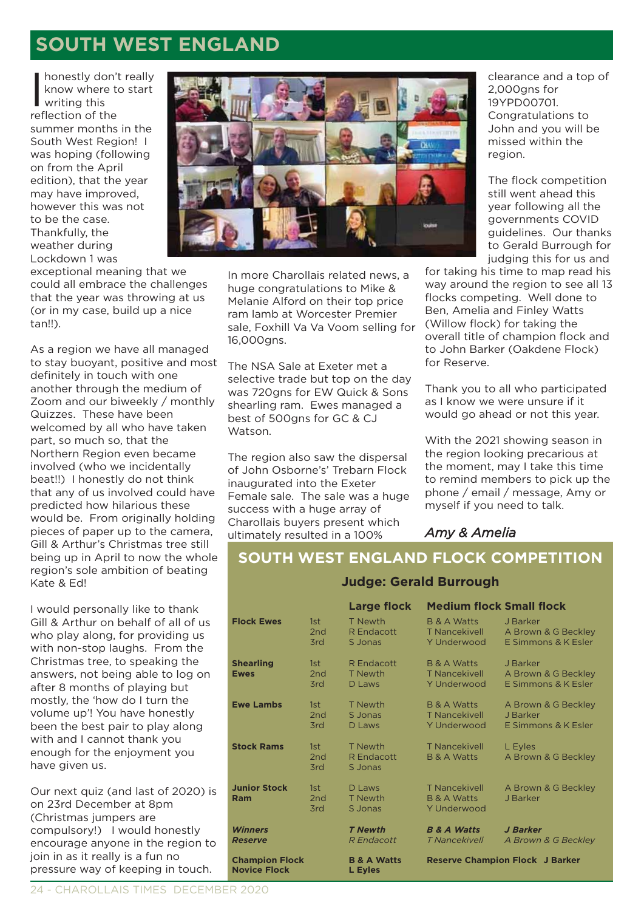# SOUTH WEST ENGLAND

I honestly don't really know where to start writing this reflection of the summer months in the South West Region! I was hoping (following on from the April edition), that the year may have improved, however this was not to be the case. Thankfully, the weather during Lockdown 1 was exceptional meaning that we could all embrace the challenges that the year was throwing at us (or in my case, build up a nice tan!!).

As a region we have all managed to stay buoyant, positive and most definitely in touch with one another through the medium of Zoom and our biweekly / monthly Quizzes. These have been welcomed by all who have taken part, so much so, that the Northern Region even became involved (who we incidentally beat!!) I honestly do not think that any of us involved could have predicted how hilarious these would be. From originally holding pieces of paper up to the camera, Gill & Arthur's Christmas tree still being up in April to now the whole region's sole ambition of beating Kate & Ed!

I would personally like to thank Gill & Arthur on behalf of all of us who play along, for providing us with non-stop laughs. From the Christmas tree, to speaking the answers, not being able to log on after 8 months of playing but mostly, the 'how do I turn the volume up'! You have honestly been the best pair to play along with and I cannot thank you enough for the enjoyment you have given us.

Our next quiz (and last of 2020) is on 23rd December at 8pm (Christmas jumpers are compulsory!) I would honestly encourage anyone in the region to join in as it really is a fun no pressure way of keeping in touch.

In more Charollais related news, a huge congratulations to Mike & Melanie Alford on their top price ram lamb at Worcester Premier sale, Foxhill Va Va Voom selling for 16,000gns.

The NSA Sale at Exeter met a selective trade but top on the day was 720gns for EW Quick & Sons shearling ram. Ewes managed a best of 500gns for GC & CJ Watson.

The region also saw the dispersal of John Osborne's' Trebarn Flock inaugurated into the Exeter Female sale. The sale was a huge success with a huge array of Charollais buyers present which ultimately resulted in a 100% clearance and a top of 2,000gns for 19YPD00701. Congratulations to John and you will be missed within the region.

The flock competition still went ahead this year following all the governments COVID guidelines. Our thanks to Gerald Burrough for judging this for us and for taking his time to map read his way around the region to see all 13 flocks competing. Well done to Ben, Amelia and Finley Watts (Willow flock) for taking the overall title of champion flock and to John Barker (Oakdene Flock) for Reserve.

Thank you to all who participated as I know we were unsure if it would go ahead or not this year.

With the 2021 showing season in the region looking precarious at the moment, may I take this time to remind members to pick up the phone / email / message, Amy or myself if you need to talk.

*Amy & Amelia*

## SOUTH WEST ENGLAND FLOCK COMPETITION

### Judge: Gerald Burrough

| | | Large flock | Medium flock | Small flock |
|---|---|---|---|---|
| **Flock Ewes** | 1st | T Newth | B & A Watts | J Barker |
| | 2nd | R Endacott | T Nancekivell | A Brown & G Beckley |
| | 3rd | S Jonas | Y Underwood | E Simmons & K Esler |
| **Shearling Ewes** | 1st | R Endacott | B & A Watts | J Barker |
| | 2nd | T Newth | T Nancekivell | A Brown & G Beckley |
| | 3rd | D Laws | Y Underwood | E Simmons & K Esler |
| **Ewe Lambs** | 1st | T Newth | B & A Watts | A Brown & G Beckley |
| | 2nd | S Jonas | T Nancekivell | J Barker |
| | 3rd | D Laws | Y Underwood | E Simmons & K Esler |
| **Stock Rams** | 1st | T Newth | T Nancekivell | L Eyles |
| | 2nd | R Endacott | B & A Watts | A Brown & G Beckley |
| | 3rd | S Jonas | | |
| **Junior Stock Ram** | 1st | D Laws | T Nancekivell | A Brown & G Beckley |
| | 2nd | T Newth | B & A Watts | J Barker |
| | 3rd | S Jonas | Y Underwood | |
| ***Winners*** | | ***T Newth*** | ***B & A Watts*** | ***J Barker*** |
| *Reserve* | | *R Endacott* | *T Nancekivell* | *A Brown & G Beckley* |
| **Champion Flock** | | **B & A Watts** | **Reserve Champion Flock** | **J Barker** |
| **Novice Flock** | | **L Eyles** | | |